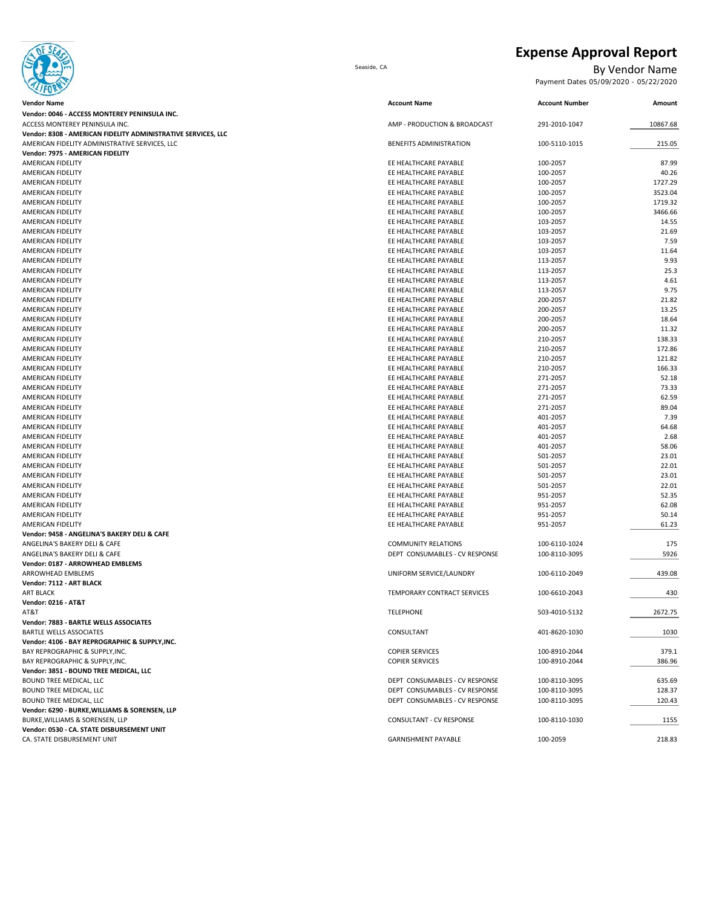# Expense Approval Report

Seaside, CA

By Vendor Name

Payment Dates 05/09/2020 - 05/22/2020

| Vendor Name | Account Name | Account Number | Amount |
|---|---|---|---|
| **Vendor: 0046 - ACCESS MONTEREY PENINSULA INC.** | | | |
| ACCESS MONTEREY PENINSULA INC. | AMP - PRODUCTION & BROADCAST | 291-2010-1047 | 10867.68 |
| **Vendor: 8308 - AMERICAN FIDELITY ADMINISTRATIVE SERVICES, LLC** | | | |
| AMERICAN FIDELITY ADMINISTRATIVE SERVICES, LLC | BENEFITS ADMINISTRATION | 100-5110-1015 | 215.05 |
| **Vendor: 7975 - AMERICAN FIDELITY** | | | |
| AMERICAN FIDELITY | EE HEALTHCARE PAYABLE | 100-2057 | 87.99 |
| AMERICAN FIDELITY | EE HEALTHCARE PAYABLE | 100-2057 | 40.26 |
| AMERICAN FIDELITY | EE HEALTHCARE PAYABLE | 100-2057 | 1727.29 |
| AMERICAN FIDELITY | EE HEALTHCARE PAYABLE | 100-2057 | 3523.04 |
| AMERICAN FIDELITY | EE HEALTHCARE PAYABLE | 100-2057 | 1719.32 |
| AMERICAN FIDELITY | EE HEALTHCARE PAYABLE | 100-2057 | 3466.66 |
| AMERICAN FIDELITY | EE HEALTHCARE PAYABLE | 103-2057 | 14.55 |
| AMERICAN FIDELITY | EE HEALTHCARE PAYABLE | 103-2057 | 21.69 |
| AMERICAN FIDELITY | EE HEALTHCARE PAYABLE | 103-2057 | 7.59 |
| AMERICAN FIDELITY | EE HEALTHCARE PAYABLE | 103-2057 | 11.64 |
| AMERICAN FIDELITY | EE HEALTHCARE PAYABLE | 113-2057 | 9.93 |
| AMERICAN FIDELITY | EE HEALTHCARE PAYABLE | 113-2057 | 25.3 |
| AMERICAN FIDELITY | EE HEALTHCARE PAYABLE | 113-2057 | 4.61 |
| AMERICAN FIDELITY | EE HEALTHCARE PAYABLE | 113-2057 | 9.75 |
| AMERICAN FIDELITY | EE HEALTHCARE PAYABLE | 200-2057 | 21.82 |
| AMERICAN FIDELITY | EE HEALTHCARE PAYABLE | 200-2057 | 13.25 |
| AMERICAN FIDELITY | EE HEALTHCARE PAYABLE | 200-2057 | 18.64 |
| AMERICAN FIDELITY | EE HEALTHCARE PAYABLE | 200-2057 | 11.32 |
| AMERICAN FIDELITY | EE HEALTHCARE PAYABLE | 210-2057 | 138.33 |
| AMERICAN FIDELITY | EE HEALTHCARE PAYABLE | 210-2057 | 172.86 |
| AMERICAN FIDELITY | EE HEALTHCARE PAYABLE | 210-2057 | 121.82 |
| AMERICAN FIDELITY | EE HEALTHCARE PAYABLE | 210-2057 | 166.33 |
| AMERICAN FIDELITY | EE HEALTHCARE PAYABLE | 271-2057 | 52.18 |
| AMERICAN FIDELITY | EE HEALTHCARE PAYABLE | 271-2057 | 73.33 |
| AMERICAN FIDELITY | EE HEALTHCARE PAYABLE | 271-2057 | 62.59 |
| AMERICAN FIDELITY | EE HEALTHCARE PAYABLE | 271-2057 | 89.04 |
| AMERICAN FIDELITY | EE HEALTHCARE PAYABLE | 401-2057 | 7.39 |
| AMERICAN FIDELITY | EE HEALTHCARE PAYABLE | 401-2057 | 64.68 |
| AMERICAN FIDELITY | EE HEALTHCARE PAYABLE | 401-2057 | 2.68 |
| AMERICAN FIDELITY | EE HEALTHCARE PAYABLE | 401-2057 | 58.06 |
| AMERICAN FIDELITY | EE HEALTHCARE PAYABLE | 501-2057 | 23.01 |
| AMERICAN FIDELITY | EE HEALTHCARE PAYABLE | 501-2057 | 22.01 |
| AMERICAN FIDELITY | EE HEALTHCARE PAYABLE | 501-2057 | 23.01 |
| AMERICAN FIDELITY | EE HEALTHCARE PAYABLE | 501-2057 | 22.01 |
| AMERICAN FIDELITY | EE HEALTHCARE PAYABLE | 951-2057 | 52.35 |
| AMERICAN FIDELITY | EE HEALTHCARE PAYABLE | 951-2057 | 62.08 |
| AMERICAN FIDELITY | EE HEALTHCARE PAYABLE | 951-2057 | 50.14 |
| AMERICAN FIDELITY | EE HEALTHCARE PAYABLE | 951-2057 | 61.23 |
| **Vendor: 9458 - ANGELINA'S BAKERY DELI & CAFE** | | | |
| ANGELINA'S BAKERY DELI & CAFE | COMMUNITY RELATIONS | 100-6110-1024 | 175 |
| ANGELINA'S BAKERY DELI & CAFE | DEPT CONSUMABLES - CV RESPONSE | 100-8110-3095 | 5926 |
| **Vendor: 0187 - ARROWHEAD EMBLEMS** | | | |
| ARROWHEAD EMBLEMS | UNIFORM SERVICE/LAUNDRY | 100-6110-2049 | 439.08 |
| **Vendor: 7112 - ART BLACK** | | | |
| ART BLACK | TEMPORARY CONTRACT SERVICES | 100-6610-2043 | 430 |
| **Vendor: 0216 - AT&T** | | | |
| AT&T | TELEPHONE | 503-4010-5132 | 2672.75 |
| **Vendor: 7883 - BARTLE WELLS ASSOCIATES** | | | |
| BARTLE WELLS ASSOCIATES | CONSULTANT | 401-8620-1030 | 1030 |
| **Vendor: 4106 - BAY REPROGRAPHIC & SUPPLY,INC.** | | | |
| BAY REPROGRAPHIC & SUPPLY,INC. | COPIER SERVICES | 100-8910-2044 | 379.1 |
| BAY REPROGRAPHIC & SUPPLY,INC. | COPIER SERVICES | 100-8910-2044 | 386.96 |
| **Vendor: 3851 - BOUND TREE MEDICAL, LLC** | | | |
| BOUND TREE MEDICAL, LLC | DEPT CONSUMABLES - CV RESPONSE | 100-8110-3095 | 635.69 |
| BOUND TREE MEDICAL, LLC | DEPT CONSUMABLES - CV RESPONSE | 100-8110-3095 | 128.37 |
| BOUND TREE MEDICAL, LLC | DEPT CONSUMABLES - CV RESPONSE | 100-8110-3095 | 120.43 |
| **Vendor: 6290 - BURKE,WILLIAMS & SORENSEN, LLP** | | | |
| BURKE,WILLIAMS & SORENSEN, LLP | CONSULTANT - CV RESPONSE | 100-8110-1030 | 1155 |
| **Vendor: 0530 - CA. STATE DISBURSEMENT UNIT** | | | |
| CA. STATE DISBURSEMENT UNIT | GARNISHMENT PAYABLE | 100-2059 | 218.83 |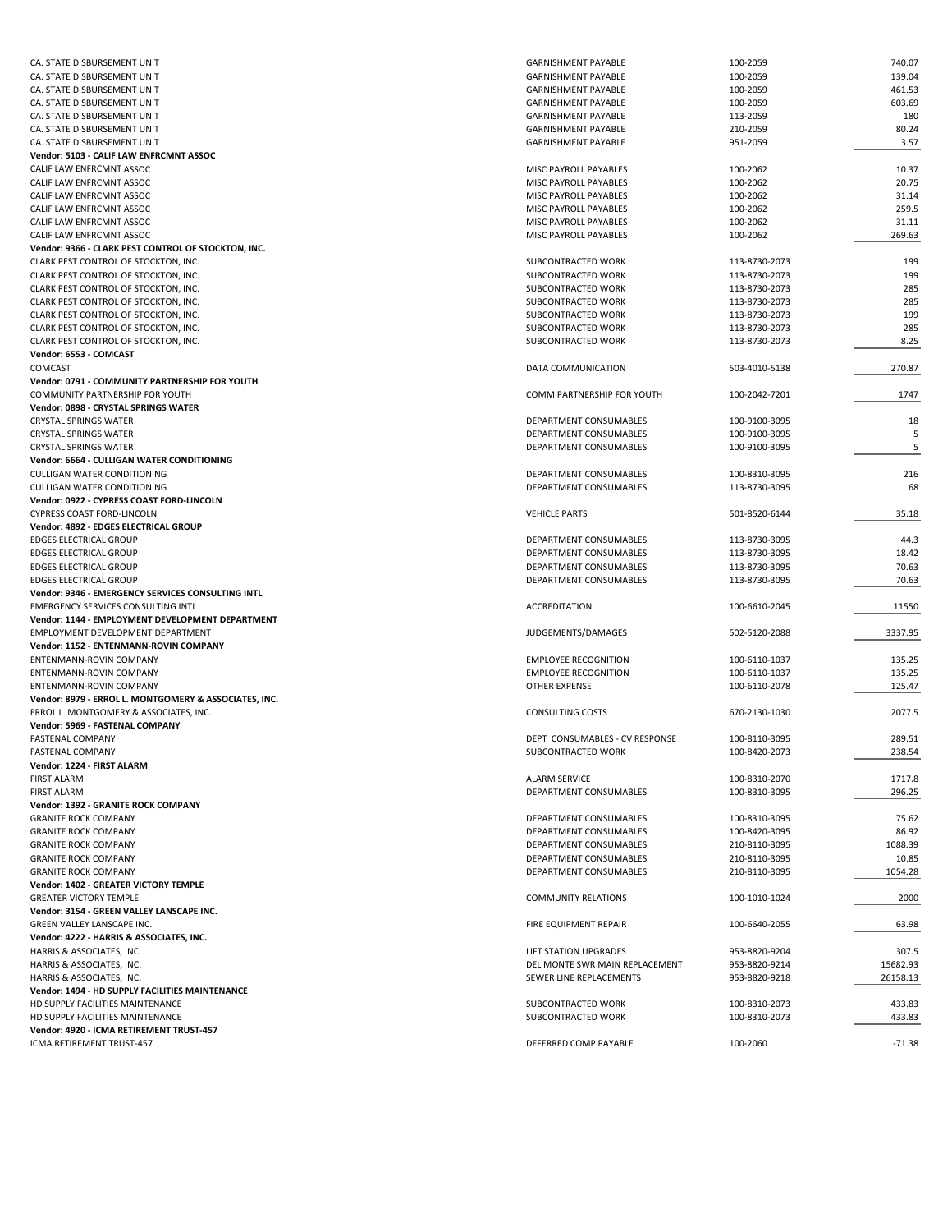| | | | |
|---|---|---|---|
| CA. STATE DISBURSEMENT UNIT | GARNISHMENT PAYABLE | 100-2059 | 740.07 |
| CA. STATE DISBURSEMENT UNIT | GARNISHMENT PAYABLE | 100-2059 | 139.04 |
| CA. STATE DISBURSEMENT UNIT | GARNISHMENT PAYABLE | 100-2059 | 461.53 |
| CA. STATE DISBURSEMENT UNIT | GARNISHMENT PAYABLE | 100-2059 | 603.69 |
| CA. STATE DISBURSEMENT UNIT | GARNISHMENT PAYABLE | 113-2059 | 180 |
| CA. STATE DISBURSEMENT UNIT | GARNISHMENT PAYABLE | 210-2059 | 80.24 |
| CA. STATE DISBURSEMENT UNIT | GARNISHMENT PAYABLE | 951-2059 | 3.57 |
| **Vendor: 5103 - CALIF LAW ENFRCMNT ASSOC** | | | |
| CALIF LAW ENFRCMNT ASSOC | MISC PAYROLL PAYABLES | 100-2062 | 10.37 |
| CALIF LAW ENFRCMNT ASSOC | MISC PAYROLL PAYABLES | 100-2062 | 20.75 |
| CALIF LAW ENFRCMNT ASSOC | MISC PAYROLL PAYABLES | 100-2062 | 31.14 |
| CALIF LAW ENFRCMNT ASSOC | MISC PAYROLL PAYABLES | 100-2062 | 259.5 |
| CALIF LAW ENFRCMNT ASSOC | MISC PAYROLL PAYABLES | 100-2062 | 31.11 |
| CALIF LAW ENFRCMNT ASSOC | MISC PAYROLL PAYABLES | 100-2062 | 269.63 |
| **Vendor: 9366 - CLARK PEST CONTROL OF STOCKTON, INC.** | | | |
| CLARK PEST CONTROL OF STOCKTON, INC. | SUBCONTRACTED WORK | 113-8730-2073 | 199 |
| CLARK PEST CONTROL OF STOCKTON, INC. | SUBCONTRACTED WORK | 113-8730-2073 | 199 |
| CLARK PEST CONTROL OF STOCKTON, INC. | SUBCONTRACTED WORK | 113-8730-2073 | 285 |
| CLARK PEST CONTROL OF STOCKTON, INC. | SUBCONTRACTED WORK | 113-8730-2073 | 285 |
| CLARK PEST CONTROL OF STOCKTON, INC. | SUBCONTRACTED WORK | 113-8730-2073 | 199 |
| CLARK PEST CONTROL OF STOCKTON, INC. | SUBCONTRACTED WORK | 113-8730-2073 | 285 |
| CLARK PEST CONTROL OF STOCKTON, INC. | SUBCONTRACTED WORK | 113-8730-2073 | 8.25 |
| **Vendor: 6553 - COMCAST** | | | |
| COMCAST | DATA COMMUNICATION | 503-4010-5138 | 270.87 |
| **Vendor: 0791 - COMMUNITY PARTNERSHIP FOR YOUTH** | | | |
| COMMUNITY PARTNERSHIP FOR YOUTH | COMM PARTNERSHIP FOR YOUTH | 100-2042-7201 | 1747 |
| **Vendor: 0898 - CRYSTAL SPRINGS WATER** | | | |
| CRYSTAL SPRINGS WATER | DEPARTMENT CONSUMABLES | 100-9100-3095 | 18 |
| CRYSTAL SPRINGS WATER | DEPARTMENT CONSUMABLES | 100-9100-3095 | 5 |
| CRYSTAL SPRINGS WATER | DEPARTMENT CONSUMABLES | 100-9100-3095 | 5 |
| **Vendor: 6664 - CULLIGAN WATER CONDITIONING** | | | |
| CULLIGAN WATER CONDITIONING | DEPARTMENT CONSUMABLES | 100-8310-3095 | 216 |
| CULLIGAN WATER CONDITIONING | DEPARTMENT CONSUMABLES | 113-8730-3095 | 68 |
| **Vendor: 0922 - CYPRESS COAST FORD-LINCOLN** | | | |
| CYPRESS COAST FORD-LINCOLN | VEHICLE PARTS | 501-8520-6144 | 35.18 |
| **Vendor: 4892 - EDGES ELECTRICAL GROUP** | | | |
| EDGES ELECTRICAL GROUP | DEPARTMENT CONSUMABLES | 113-8730-3095 | 44.3 |
| EDGES ELECTRICAL GROUP | DEPARTMENT CONSUMABLES | 113-8730-3095 | 18.42 |
| EDGES ELECTRICAL GROUP | DEPARTMENT CONSUMABLES | 113-8730-3095 | 70.63 |
| EDGES ELECTRICAL GROUP | DEPARTMENT CONSUMABLES | 113-8730-3095 | 70.63 |
| **Vendor: 9346 - EMERGENCY SERVICES CONSULTING INTL** | | | |
| EMERGENCY SERVICES CONSULTING INTL | ACCREDITATION | 100-6610-2045 | 11550 |
| **Vendor: 1144 - EMPLOYMENT DEVELOPMENT DEPARTMENT** | | | |
| EMPLOYMENT DEVELOPMENT DEPARTMENT | JUDGEMENTS/DAMAGES | 502-5120-2088 | 3337.95 |
| **Vendor: 1152 - ENTENMANN-ROVIN COMPANY** | | | |
| ENTENMANN-ROVIN COMPANY | EMPLOYEE RECOGNITION | 100-6110-1037 | 135.25 |
| ENTENMANN-ROVIN COMPANY | EMPLOYEE RECOGNITION | 100-6110-1037 | 135.25 |
| ENTENMANN-ROVIN COMPANY | OTHER EXPENSE | 100-6110-2078 | 125.47 |
| **Vendor: 8979 - ERROL L. MONTGOMERY & ASSOCIATES, INC.** | | | |
| ERROL L. MONTGOMERY & ASSOCIATES, INC. | CONSULTING COSTS | 670-2130-1030 | 2077.5 |
| **Vendor: 5969 - FASTENAL COMPANY** | | | |
| FASTENAL COMPANY | DEPT CONSUMABLES - CV RESPONSE | 100-8110-3095 | 289.51 |
| FASTENAL COMPANY | SUBCONTRACTED WORK | 100-8420-2073 | 238.54 |
| **Vendor: 1224 - FIRST ALARM** | | | |
| FIRST ALARM | ALARM SERVICE | 100-8310-2070 | 1717.8 |
| FIRST ALARM | DEPARTMENT CONSUMABLES | 100-8310-3095 | 296.25 |
| **Vendor: 1392 - GRANITE ROCK COMPANY** | | | |
| GRANITE ROCK COMPANY | DEPARTMENT CONSUMABLES | 100-8310-3095 | 75.62 |
| GRANITE ROCK COMPANY | DEPARTMENT CONSUMABLES | 100-8420-3095 | 86.92 |
| GRANITE ROCK COMPANY | DEPARTMENT CONSUMABLES | 210-8110-3095 | 1088.39 |
| GRANITE ROCK COMPANY | DEPARTMENT CONSUMABLES | 210-8110-3095 | 10.85 |
| GRANITE ROCK COMPANY | DEPARTMENT CONSUMABLES | 210-8110-3095 | 1054.28 |
| **Vendor: 1402 - GREATER VICTORY TEMPLE** | | | |
| GREATER VICTORY TEMPLE | COMMUNITY RELATIONS | 100-1010-1024 | 2000 |
| **Vendor: 3154 - GREEN VALLEY LANSCAPE INC.** | | | |
| GREEN VALLEY LANSCAPE INC. | FIRE EQUIPMENT REPAIR | 100-6640-2055 | 63.98 |
| **Vendor: 4222 - HARRIS & ASSOCIATES, INC.** | | | |
| HARRIS & ASSOCIATES, INC. | LIFT STATION UPGRADES | 953-8820-9204 | 307.5 |
| HARRIS & ASSOCIATES, INC. | DEL MONTE SWR MAIN REPLACEMENT | 953-8820-9214 | 15682.93 |
| HARRIS & ASSOCIATES, INC. | SEWER LINE REPLACEMENTS | 953-8820-9218 | 26158.13 |
| **Vendor: 1494 - HD SUPPLY FACILITIES MAINTENANCE** | | | |
| HD SUPPLY FACILITIES MAINTENANCE | SUBCONTRACTED WORK | 100-8310-2073 | 433.83 |
| HD SUPPLY FACILITIES MAINTENANCE | SUBCONTRACTED WORK | 100-8310-2073 | 433.83 |
| **Vendor: 4920 - ICMA RETIREMENT TRUST-457** | | | |
| ICMA RETIREMENT TRUST-457 | DEFERRED COMP PAYABLE | 100-2060 | -71.38 |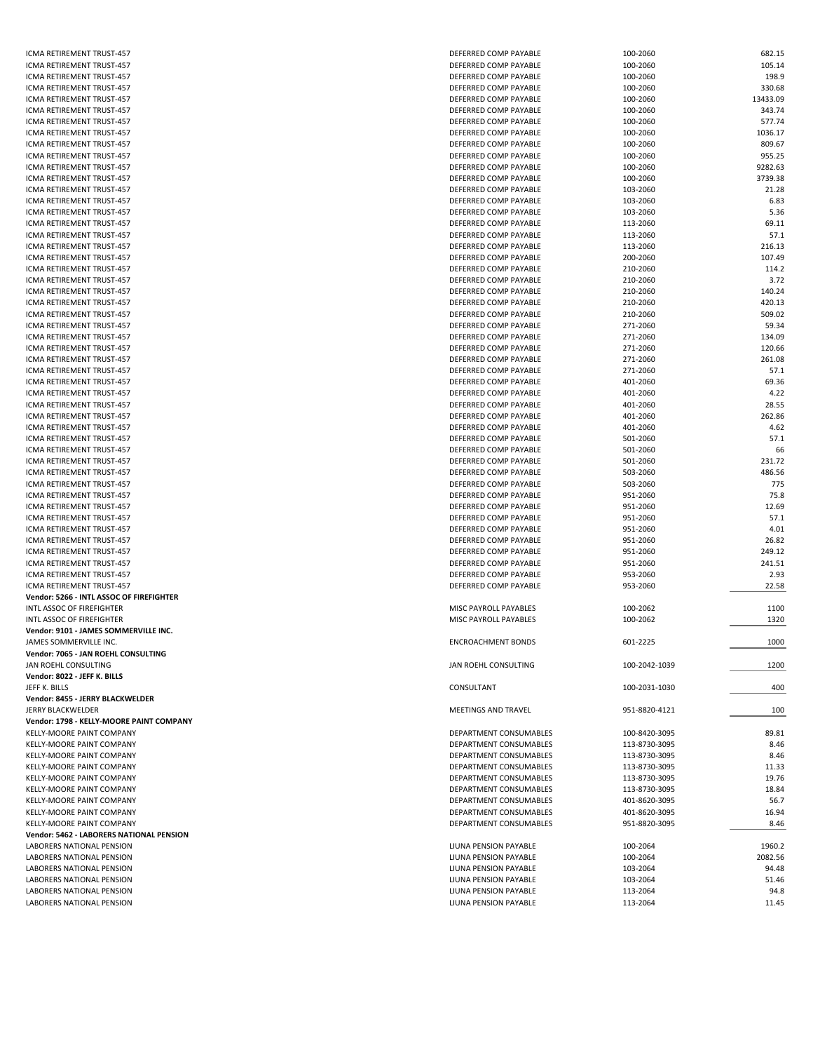| | | | |
|---|---|---|---|
| ICMA RETIREMENT TRUST-457 | DEFERRED COMP PAYABLE | 100-2060 | 682.15 |
| ICMA RETIREMENT TRUST-457 | DEFERRED COMP PAYABLE | 100-2060 | 105.14 |
| ICMA RETIREMENT TRUST-457 | DEFERRED COMP PAYABLE | 100-2060 | 198.9 |
| ICMA RETIREMENT TRUST-457 | DEFERRED COMP PAYABLE | 100-2060 | 330.68 |
| ICMA RETIREMENT TRUST-457 | DEFERRED COMP PAYABLE | 100-2060 | 13433.09 |
| ICMA RETIREMENT TRUST-457 | DEFERRED COMP PAYABLE | 100-2060 | 343.74 |
| ICMA RETIREMENT TRUST-457 | DEFERRED COMP PAYABLE | 100-2060 | 577.74 |
| ICMA RETIREMENT TRUST-457 | DEFERRED COMP PAYABLE | 100-2060 | 1036.17 |
| ICMA RETIREMENT TRUST-457 | DEFERRED COMP PAYABLE | 100-2060 | 809.67 |
| ICMA RETIREMENT TRUST-457 | DEFERRED COMP PAYABLE | 100-2060 | 955.25 |
| ICMA RETIREMENT TRUST-457 | DEFERRED COMP PAYABLE | 100-2060 | 9282.63 |
| ICMA RETIREMENT TRUST-457 | DEFERRED COMP PAYABLE | 100-2060 | 3739.38 |
| ICMA RETIREMENT TRUST-457 | DEFERRED COMP PAYABLE | 103-2060 | 21.28 |
| ICMA RETIREMENT TRUST-457 | DEFERRED COMP PAYABLE | 103-2060 | 6.83 |
| ICMA RETIREMENT TRUST-457 | DEFERRED COMP PAYABLE | 103-2060 | 5.36 |
| ICMA RETIREMENT TRUST-457 | DEFERRED COMP PAYABLE | 113-2060 | 69.11 |
| ICMA RETIREMENT TRUST-457 | DEFERRED COMP PAYABLE | 113-2060 | 57.1 |
| ICMA RETIREMENT TRUST-457 | DEFERRED COMP PAYABLE | 113-2060 | 216.13 |
| ICMA RETIREMENT TRUST-457 | DEFERRED COMP PAYABLE | 200-2060 | 107.49 |
| ICMA RETIREMENT TRUST-457 | DEFERRED COMP PAYABLE | 210-2060 | 114.2 |
| ICMA RETIREMENT TRUST-457 | DEFERRED COMP PAYABLE | 210-2060 | 3.72 |
| ICMA RETIREMENT TRUST-457 | DEFERRED COMP PAYABLE | 210-2060 | 140.24 |
| ICMA RETIREMENT TRUST-457 | DEFERRED COMP PAYABLE | 210-2060 | 420.13 |
| ICMA RETIREMENT TRUST-457 | DEFERRED COMP PAYABLE | 210-2060 | 509.02 |
| ICMA RETIREMENT TRUST-457 | DEFERRED COMP PAYABLE | 271-2060 | 59.34 |
| ICMA RETIREMENT TRUST-457 | DEFERRED COMP PAYABLE | 271-2060 | 134.09 |
| ICMA RETIREMENT TRUST-457 | DEFERRED COMP PAYABLE | 271-2060 | 120.66 |
| ICMA RETIREMENT TRUST-457 | DEFERRED COMP PAYABLE | 271-2060 | 261.08 |
| ICMA RETIREMENT TRUST-457 | DEFERRED COMP PAYABLE | 271-2060 | 57.1 |
| ICMA RETIREMENT TRUST-457 | DEFERRED COMP PAYABLE | 401-2060 | 69.36 |
| ICMA RETIREMENT TRUST-457 | DEFERRED COMP PAYABLE | 401-2060 | 4.22 |
| ICMA RETIREMENT TRUST-457 | DEFERRED COMP PAYABLE | 401-2060 | 28.55 |
| ICMA RETIREMENT TRUST-457 | DEFERRED COMP PAYABLE | 401-2060 | 262.86 |
| ICMA RETIREMENT TRUST-457 | DEFERRED COMP PAYABLE | 401-2060 | 4.62 |
| ICMA RETIREMENT TRUST-457 | DEFERRED COMP PAYABLE | 501-2060 | 57.1 |
| ICMA RETIREMENT TRUST-457 | DEFERRED COMP PAYABLE | 501-2060 | 66 |
| ICMA RETIREMENT TRUST-457 | DEFERRED COMP PAYABLE | 501-2060 | 231.72 |
| ICMA RETIREMENT TRUST-457 | DEFERRED COMP PAYABLE | 503-2060 | 486.56 |
| ICMA RETIREMENT TRUST-457 | DEFERRED COMP PAYABLE | 503-2060 | 775 |
| ICMA RETIREMENT TRUST-457 | DEFERRED COMP PAYABLE | 951-2060 | 75.8 |
| ICMA RETIREMENT TRUST-457 | DEFERRED COMP PAYABLE | 951-2060 | 12.69 |
| ICMA RETIREMENT TRUST-457 | DEFERRED COMP PAYABLE | 951-2060 | 57.1 |
| ICMA RETIREMENT TRUST-457 | DEFERRED COMP PAYABLE | 951-2060 | 4.01 |
| ICMA RETIREMENT TRUST-457 | DEFERRED COMP PAYABLE | 951-2060 | 26.82 |
| ICMA RETIREMENT TRUST-457 | DEFERRED COMP PAYABLE | 951-2060 | 249.12 |
| ICMA RETIREMENT TRUST-457 | DEFERRED COMP PAYABLE | 951-2060 | 241.51 |
| ICMA RETIREMENT TRUST-457 | DEFERRED COMP PAYABLE | 953-2060 | 2.93 |
| ICMA RETIREMENT TRUST-457 | DEFERRED COMP PAYABLE | 953-2060 | 22.58 |
| **Vendor: 5266 - INTL ASSOC OF FIREFIGHTER** | | | |
| INTL ASSOC OF FIREFIGHTER | MISC PAYROLL PAYABLES | 100-2062 | 1100 |
| INTL ASSOC OF FIREFIGHTER | MISC PAYROLL PAYABLES | 100-2062 | 1320 |
| **Vendor: 9101 - JAMES SOMMERVILLE INC.** | | | |
| JAMES SOMMERVILLE INC. | ENCROACHMENT BONDS | 601-2225 | 1000 |
| **Vendor: 7065 - JAN ROEHL CONSULTING** | | | |
| JAN ROEHL CONSULTING | JAN ROEHL CONSULTING | 100-2042-1039 | 1200 |
| **Vendor: 8022 - JEFF K. BILLS** | | | |
| JEFF K. BILLS | CONSULTANT | 100-2031-1030 | 400 |
| **Vendor: 8455 - JERRY BLACKWELDER** | | | |
| JERRY BLACKWELDER | MEETINGS AND TRAVEL | 951-8820-4121 | 100 |
| **Vendor: 1798 - KELLY-MOORE PAINT COMPANY** | | | |
| KELLY-MOORE PAINT COMPANY | DEPARTMENT CONSUMABLES | 100-8420-3095 | 89.81 |
| KELLY-MOORE PAINT COMPANY | DEPARTMENT CONSUMABLES | 113-8730-3095 | 8.46 |
| KELLY-MOORE PAINT COMPANY | DEPARTMENT CONSUMABLES | 113-8730-3095 | 8.46 |
| KELLY-MOORE PAINT COMPANY | DEPARTMENT CONSUMABLES | 113-8730-3095 | 11.33 |
| KELLY-MOORE PAINT COMPANY | DEPARTMENT CONSUMABLES | 113-8730-3095 | 19.76 |
| KELLY-MOORE PAINT COMPANY | DEPARTMENT CONSUMABLES | 113-8730-3095 | 18.84 |
| KELLY-MOORE PAINT COMPANY | DEPARTMENT CONSUMABLES | 401-8620-3095 | 56.7 |
| KELLY-MOORE PAINT COMPANY | DEPARTMENT CONSUMABLES | 401-8620-3095 | 16.94 |
| KELLY-MOORE PAINT COMPANY | DEPARTMENT CONSUMABLES | 951-8820-3095 | 8.46 |
| **Vendor: 5462 - LABORERS NATIONAL PENSION** | | | |
| LABORERS NATIONAL PENSION | LIUNA PENSION PAYABLE | 100-2064 | 1960.2 |
| LABORERS NATIONAL PENSION | LIUNA PENSION PAYABLE | 100-2064 | 2082.56 |
| LABORERS NATIONAL PENSION | LIUNA PENSION PAYABLE | 103-2064 | 94.48 |
| LABORERS NATIONAL PENSION | LIUNA PENSION PAYABLE | 103-2064 | 51.46 |
| LABORERS NATIONAL PENSION | LIUNA PENSION PAYABLE | 113-2064 | 94.8 |
| LABORERS NATIONAL PENSION | LIUNA PENSION PAYABLE | 113-2064 | 11.45 |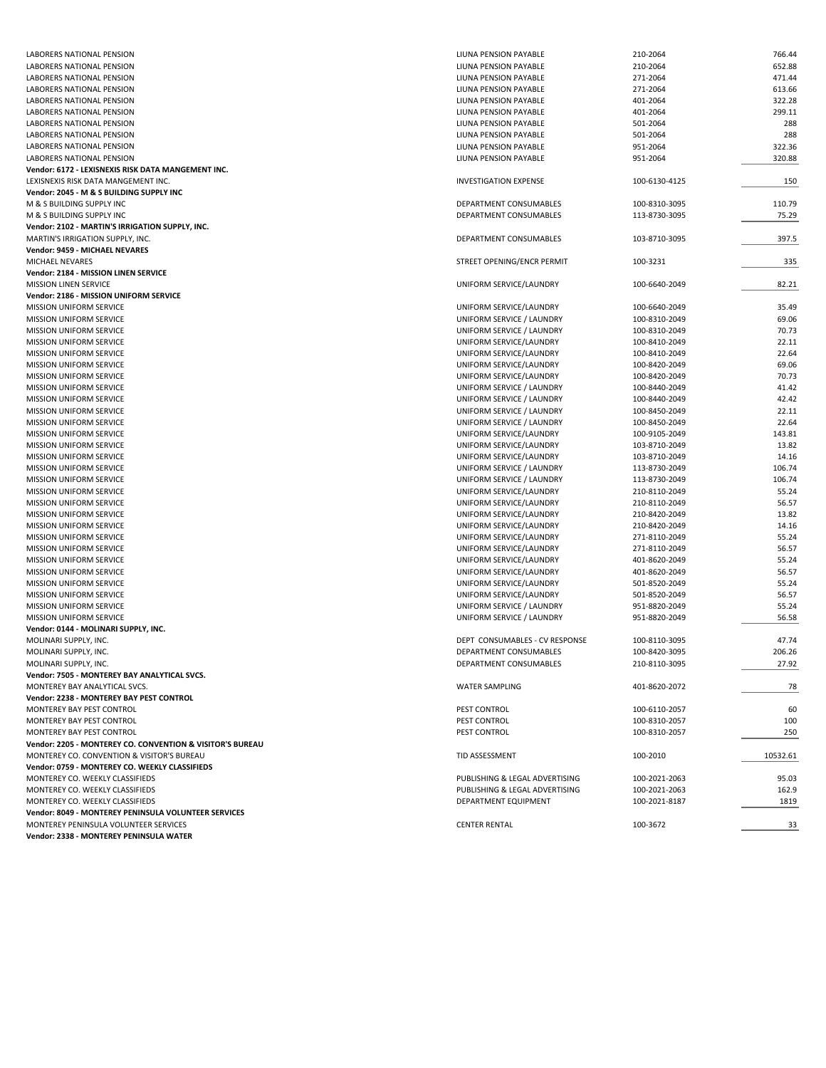| | | | |
|---|---|---|---|
| LABORERS NATIONAL PENSION | LIUNA PENSION PAYABLE | 210-2064 | 766.44 |
| LABORERS NATIONAL PENSION | LIUNA PENSION PAYABLE | 210-2064 | 652.88 |
| LABORERS NATIONAL PENSION | LIUNA PENSION PAYABLE | 271-2064 | 471.44 |
| LABORERS NATIONAL PENSION | LIUNA PENSION PAYABLE | 271-2064 | 613.66 |
| LABORERS NATIONAL PENSION | LIUNA PENSION PAYABLE | 401-2064 | 322.28 |
| LABORERS NATIONAL PENSION | LIUNA PENSION PAYABLE | 401-2064 | 299.11 |
| LABORERS NATIONAL PENSION | LIUNA PENSION PAYABLE | 501-2064 | 288 |
| LABORERS NATIONAL PENSION | LIUNA PENSION PAYABLE | 501-2064 | 288 |
| LABORERS NATIONAL PENSION | LIUNA PENSION PAYABLE | 951-2064 | 322.36 |
| LABORERS NATIONAL PENSION | LIUNA PENSION PAYABLE | 951-2064 | 320.88 |
| **Vendor: 6172 - LEXISNEXIS RISK DATA MANGEMENT INC.** | | | |
| LEXISNEXIS RISK DATA MANGEMENT INC. | INVESTIGATION EXPENSE | 100-6130-4125 | 150 |
| **Vendor: 2045 - M & S BUILDING SUPPLY INC** | | | |
| M & S BUILDING SUPPLY INC | DEPARTMENT CONSUMABLES | 100-8310-3095 | 110.79 |
| M & S BUILDING SUPPLY INC | DEPARTMENT CONSUMABLES | 113-8730-3095 | 75.29 |
| **Vendor: 2102 - MARTIN'S IRRIGATION SUPPLY, INC.** | | | |
| MARTIN'S IRRIGATION SUPPLY, INC. | DEPARTMENT CONSUMABLES | 103-8710-3095 | 397.5 |
| **Vendor: 9459 - MICHAEL NEVARES** | | | |
| MICHAEL NEVARES | STREET OPENING/ENCR PERMIT | 100-3231 | 335 |
| **Vendor: 2184 - MISSION LINEN SERVICE** | | | |
| MISSION LINEN SERVICE | UNIFORM SERVICE/LAUNDRY | 100-6640-2049 | 82.21 |
| **Vendor: 2186 - MISSION UNIFORM SERVICE** | | | |
| MISSION UNIFORM SERVICE | UNIFORM SERVICE/LAUNDRY | 100-6640-2049 | 35.49 |
| MISSION UNIFORM SERVICE | UNIFORM SERVICE / LAUNDRY | 100-8310-2049 | 69.06 |
| MISSION UNIFORM SERVICE | UNIFORM SERVICE / LAUNDRY | 100-8310-2049 | 70.73 |
| MISSION UNIFORM SERVICE | UNIFORM SERVICE/LAUNDRY | 100-8410-2049 | 22.11 |
| MISSION UNIFORM SERVICE | UNIFORM SERVICE/LAUNDRY | 100-8410-2049 | 22.64 |
| MISSION UNIFORM SERVICE | UNIFORM SERVICE/LAUNDRY | 100-8420-2049 | 69.06 |
| MISSION UNIFORM SERVICE | UNIFORM SERVICE/LAUNDRY | 100-8420-2049 | 70.73 |
| MISSION UNIFORM SERVICE | UNIFORM SERVICE / LAUNDRY | 100-8440-2049 | 41.42 |
| MISSION UNIFORM SERVICE | UNIFORM SERVICE / LAUNDRY | 100-8440-2049 | 42.42 |
| MISSION UNIFORM SERVICE | UNIFORM SERVICE / LAUNDRY | 100-8450-2049 | 22.11 |
| MISSION UNIFORM SERVICE | UNIFORM SERVICE / LAUNDRY | 100-8450-2049 | 22.64 |
| MISSION UNIFORM SERVICE | UNIFORM SERVICE/LAUNDRY | 100-9105-2049 | 143.81 |
| MISSION UNIFORM SERVICE | UNIFORM SERVICE/LAUNDRY | 103-8710-2049 | 13.82 |
| MISSION UNIFORM SERVICE | UNIFORM SERVICE/LAUNDRY | 103-8710-2049 | 14.16 |
| MISSION UNIFORM SERVICE | UNIFORM SERVICE / LAUNDRY | 113-8730-2049 | 106.74 |
| MISSION UNIFORM SERVICE | UNIFORM SERVICE / LAUNDRY | 113-8730-2049 | 106.74 |
| MISSION UNIFORM SERVICE | UNIFORM SERVICE/LAUNDRY | 210-8110-2049 | 55.24 |
| MISSION UNIFORM SERVICE | UNIFORM SERVICE/LAUNDRY | 210-8110-2049 | 56.57 |
| MISSION UNIFORM SERVICE | UNIFORM SERVICE/LAUNDRY | 210-8420-2049 | 13.82 |
| MISSION UNIFORM SERVICE | UNIFORM SERVICE/LAUNDRY | 210-8420-2049 | 14.16 |
| MISSION UNIFORM SERVICE | UNIFORM SERVICE/LAUNDRY | 271-8110-2049 | 55.24 |
| MISSION UNIFORM SERVICE | UNIFORM SERVICE/LAUNDRY | 271-8110-2049 | 56.57 |
| MISSION UNIFORM SERVICE | UNIFORM SERVICE/LAUNDRY | 401-8620-2049 | 55.24 |
| MISSION UNIFORM SERVICE | UNIFORM SERVICE/LAUNDRY | 401-8620-2049 | 56.57 |
| MISSION UNIFORM SERVICE | UNIFORM SERVICE/LAUNDRY | 501-8520-2049 | 55.24 |
| MISSION UNIFORM SERVICE | UNIFORM SERVICE/LAUNDRY | 501-8520-2049 | 56.57 |
| MISSION UNIFORM SERVICE | UNIFORM SERVICE / LAUNDRY | 951-8820-2049 | 55.24 |
| MISSION UNIFORM SERVICE | UNIFORM SERVICE / LAUNDRY | 951-8820-2049 | 56.58 |
| **Vendor: 0144 - MOLINARI SUPPLY, INC.** | | | |
| MOLINARI SUPPLY, INC. | DEPT CONSUMABLES - CV RESPONSE | 100-8110-3095 | 47.74 |
| MOLINARI SUPPLY, INC. | DEPARTMENT CONSUMABLES | 100-8420-3095 | 206.26 |
| MOLINARI SUPPLY, INC. | DEPARTMENT CONSUMABLES | 210-8110-3095 | 27.92 |
| **Vendor: 7505 - MONTEREY BAY ANALYTICAL SVCS.** | | | |
| MONTEREY BAY ANALYTICAL SVCS. | WATER SAMPLING | 401-8620-2072 | 78 |
| **Vendor: 2238 - MONTEREY BAY PEST CONTROL** | | | |
| MONTEREY BAY PEST CONTROL | PEST CONTROL | 100-6110-2057 | 60 |
| MONTEREY BAY PEST CONTROL | PEST CONTROL | 100-8310-2057 | 100 |
| MONTEREY BAY PEST CONTROL | PEST CONTROL | 100-8310-2057 | 250 |
| **Vendor: 2205 - MONTEREY CO. CONVENTION & VISITOR'S BUREAU** | | | |
| MONTEREY CO. CONVENTION & VISITOR'S BUREAU | TID ASSESSMENT | 100-2010 | 10532.61 |
| **Vendor: 0759 - MONTEREY CO. WEEKLY CLASSIFIEDS** | | | |
| MONTEREY CO. WEEKLY CLASSIFIEDS | PUBLISHING & LEGAL ADVERTISING | 100-2021-2063 | 95.03 |
| MONTEREY CO. WEEKLY CLASSIFIEDS | PUBLISHING & LEGAL ADVERTISING | 100-2021-2063 | 162.9 |
| MONTEREY CO. WEEKLY CLASSIFIEDS | DEPARTMENT EQUIPMENT | 100-2021-8187 | 1819 |
| **Vendor: 8049 - MONTEREY PENINSULA VOLUNTEER SERVICES** | | | |
| MONTEREY PENINSULA VOLUNTEER SERVICES | CENTER RENTAL | 100-3672 | 33 |
| **Vendor: 2338 - MONTEREY PENINSULA WATER** | | | |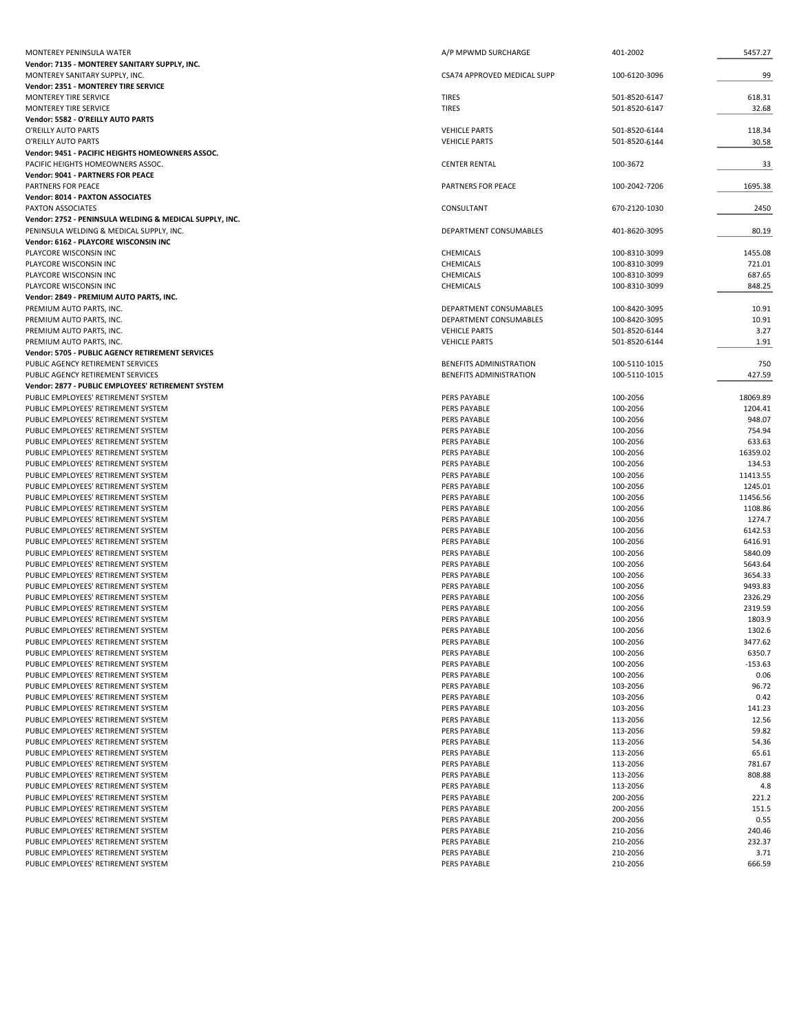| | | | |
|---|---|---|---|
| MONTEREY PENINSULA WATER | A/P MPWMD SURCHARGE | 401-2002 | 5457.27 |
| **Vendor: 7135 - MONTEREY SANITARY SUPPLY, INC.** | | | |
| MONTEREY SANITARY SUPPLY, INC. | CSA74 APPROVED MEDICAL SUPP | 100-6120-3096 | 99 |
| **Vendor: 2351 - MONTEREY TIRE SERVICE** | | | |
| MONTEREY TIRE SERVICE | TIRES | 501-8520-6147 | 618.31 |
| MONTEREY TIRE SERVICE | TIRES | 501-8520-6147 | 32.68 |
| **Vendor: 5582 - O'REILLY AUTO PARTS** | | | |
| O'REILLY AUTO PARTS | VEHICLE PARTS | 501-8520-6144 | 118.34 |
| O'REILLY AUTO PARTS | VEHICLE PARTS | 501-8520-6144 | 30.58 |
| **Vendor: 9451 - PACIFIC HEIGHTS HOMEOWNERS ASSOC.** | | | |
| PACIFIC HEIGHTS HOMEOWNERS ASSOC. | CENTER RENTAL | 100-3672 | 33 |
| **Vendor: 9041 - PARTNERS FOR PEACE** | | | |
| PARTNERS FOR PEACE | PARTNERS FOR PEACE | 100-2042-7206 | 1695.38 |
| **Vendor: 8014 - PAXTON ASSOCIATES** | | | |
| PAXTON ASSOCIATES | CONSULTANT | 670-2120-1030 | 2450 |
| **Vendor: 2752 - PENINSULA WELDING & MEDICAL SUPPLY, INC.** | | | |
| PENINSULA WELDING & MEDICAL SUPPLY, INC. | DEPARTMENT CONSUMABLES | 401-8620-3095 | 80.19 |
| **Vendor: 6162 - PLAYCORE WISCONSIN INC** | | | |
| PLAYCORE WISCONSIN INC | CHEMICALS | 100-8310-3099 | 1455.08 |
| PLAYCORE WISCONSIN INC | CHEMICALS | 100-8310-3099 | 721.01 |
| PLAYCORE WISCONSIN INC | CHEMICALS | 100-8310-3099 | 687.65 |
| PLAYCORE WISCONSIN INC | CHEMICALS | 100-8310-3099 | 848.25 |
| **Vendor: 2849 - PREMIUM AUTO PARTS, INC.** | | | |
| PREMIUM AUTO PARTS, INC. | DEPARTMENT CONSUMABLES | 100-8420-3095 | 10.91 |
| PREMIUM AUTO PARTS, INC. | DEPARTMENT CONSUMABLES | 100-8420-3095 | 10.91 |
| PREMIUM AUTO PARTS, INC. | VEHICLE PARTS | 501-8520-6144 | 3.27 |
| PREMIUM AUTO PARTS, INC. | VEHICLE PARTS | 501-8520-6144 | 1.91 |
| **Vendor: 5705 - PUBLIC AGENCY RETIREMENT SERVICES** | | | |
| PUBLIC AGENCY RETIREMENT SERVICES | BENEFITS ADMINISTRATION | 100-5110-1015 | 750 |
| PUBLIC AGENCY RETIREMENT SERVICES | BENEFITS ADMINISTRATION | 100-5110-1015 | 427.59 |
| **Vendor: 2877 - PUBLIC EMPLOYEES' RETIREMENT SYSTEM** | | | |
| PUBLIC EMPLOYEES' RETIREMENT SYSTEM | PERS PAYABLE | 100-2056 | 18069.89 |
| PUBLIC EMPLOYEES' RETIREMENT SYSTEM | PERS PAYABLE | 100-2056 | 1204.41 |
| PUBLIC EMPLOYEES' RETIREMENT SYSTEM | PERS PAYABLE | 100-2056 | 948.07 |
| PUBLIC EMPLOYEES' RETIREMENT SYSTEM | PERS PAYABLE | 100-2056 | 754.94 |
| PUBLIC EMPLOYEES' RETIREMENT SYSTEM | PERS PAYABLE | 100-2056 | 633.63 |
| PUBLIC EMPLOYEES' RETIREMENT SYSTEM | PERS PAYABLE | 100-2056 | 16359.02 |
| PUBLIC EMPLOYEES' RETIREMENT SYSTEM | PERS PAYABLE | 100-2056 | 134.53 |
| PUBLIC EMPLOYEES' RETIREMENT SYSTEM | PERS PAYABLE | 100-2056 | 11413.55 |
| PUBLIC EMPLOYEES' RETIREMENT SYSTEM | PERS PAYABLE | 100-2056 | 1245.01 |
| PUBLIC EMPLOYEES' RETIREMENT SYSTEM | PERS PAYABLE | 100-2056 | 11456.56 |
| PUBLIC EMPLOYEES' RETIREMENT SYSTEM | PERS PAYABLE | 100-2056 | 1108.86 |
| PUBLIC EMPLOYEES' RETIREMENT SYSTEM | PERS PAYABLE | 100-2056 | 1274.7 |
| PUBLIC EMPLOYEES' RETIREMENT SYSTEM | PERS PAYABLE | 100-2056 | 6142.53 |
| PUBLIC EMPLOYEES' RETIREMENT SYSTEM | PERS PAYABLE | 100-2056 | 6416.91 |
| PUBLIC EMPLOYEES' RETIREMENT SYSTEM | PERS PAYABLE | 100-2056 | 5840.09 |
| PUBLIC EMPLOYEES' RETIREMENT SYSTEM | PERS PAYABLE | 100-2056 | 5643.64 |
| PUBLIC EMPLOYEES' RETIREMENT SYSTEM | PERS PAYABLE | 100-2056 | 3654.33 |
| PUBLIC EMPLOYEES' RETIREMENT SYSTEM | PERS PAYABLE | 100-2056 | 9493.83 |
| PUBLIC EMPLOYEES' RETIREMENT SYSTEM | PERS PAYABLE | 100-2056 | 2326.29 |
| PUBLIC EMPLOYEES' RETIREMENT SYSTEM | PERS PAYABLE | 100-2056 | 2319.59 |
| PUBLIC EMPLOYEES' RETIREMENT SYSTEM | PERS PAYABLE | 100-2056 | 1803.9 |
| PUBLIC EMPLOYEES' RETIREMENT SYSTEM | PERS PAYABLE | 100-2056 | 1302.6 |
| PUBLIC EMPLOYEES' RETIREMENT SYSTEM | PERS PAYABLE | 100-2056 | 3477.62 |
| PUBLIC EMPLOYEES' RETIREMENT SYSTEM | PERS PAYABLE | 100-2056 | 6350.7 |
| PUBLIC EMPLOYEES' RETIREMENT SYSTEM | PERS PAYABLE | 100-2056 | -153.63 |
| PUBLIC EMPLOYEES' RETIREMENT SYSTEM | PERS PAYABLE | 100-2056 | 0.06 |
| PUBLIC EMPLOYEES' RETIREMENT SYSTEM | PERS PAYABLE | 103-2056 | 96.72 |
| PUBLIC EMPLOYEES' RETIREMENT SYSTEM | PERS PAYABLE | 103-2056 | 0.42 |
| PUBLIC EMPLOYEES' RETIREMENT SYSTEM | PERS PAYABLE | 103-2056 | 141.23 |
| PUBLIC EMPLOYEES' RETIREMENT SYSTEM | PERS PAYABLE | 113-2056 | 12.56 |
| PUBLIC EMPLOYEES' RETIREMENT SYSTEM | PERS PAYABLE | 113-2056 | 59.82 |
| PUBLIC EMPLOYEES' RETIREMENT SYSTEM | PERS PAYABLE | 113-2056 | 54.36 |
| PUBLIC EMPLOYEES' RETIREMENT SYSTEM | PERS PAYABLE | 113-2056 | 65.61 |
| PUBLIC EMPLOYEES' RETIREMENT SYSTEM | PERS PAYABLE | 113-2056 | 781.67 |
| PUBLIC EMPLOYEES' RETIREMENT SYSTEM | PERS PAYABLE | 113-2056 | 808.88 |
| PUBLIC EMPLOYEES' RETIREMENT SYSTEM | PERS PAYABLE | 113-2056 | 4.8 |
| PUBLIC EMPLOYEES' RETIREMENT SYSTEM | PERS PAYABLE | 200-2056 | 221.2 |
| PUBLIC EMPLOYEES' RETIREMENT SYSTEM | PERS PAYABLE | 200-2056 | 151.5 |
| PUBLIC EMPLOYEES' RETIREMENT SYSTEM | PERS PAYABLE | 200-2056 | 0.55 |
| PUBLIC EMPLOYEES' RETIREMENT SYSTEM | PERS PAYABLE | 210-2056 | 240.46 |
| PUBLIC EMPLOYEES' RETIREMENT SYSTEM | PERS PAYABLE | 210-2056 | 232.37 |
| PUBLIC EMPLOYEES' RETIREMENT SYSTEM | PERS PAYABLE | 210-2056 | 3.71 |
| PUBLIC EMPLOYEES' RETIREMENT SYSTEM | PERS PAYABLE | 210-2056 | 666.59 |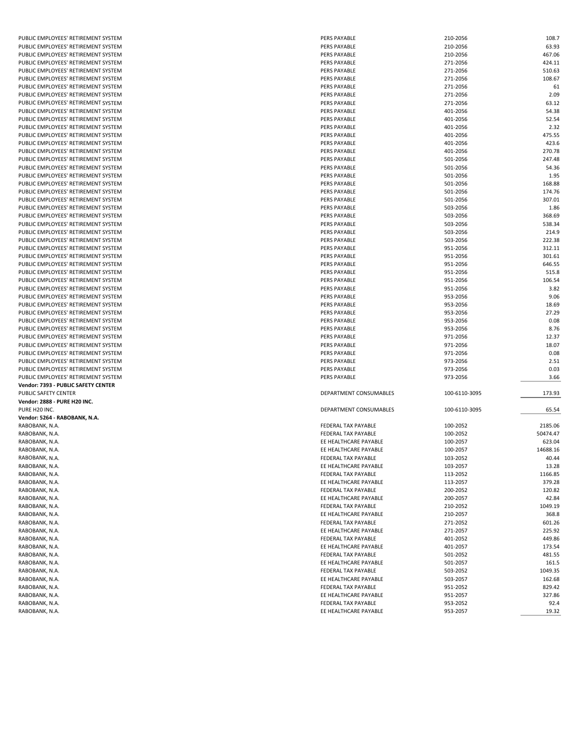| | | | |
|---|---|---|---|
| PUBLIC EMPLOYEES' RETIREMENT SYSTEM | PERS PAYABLE | 210-2056 | 108.7 |
| PUBLIC EMPLOYEES' RETIREMENT SYSTEM | PERS PAYABLE | 210-2056 | 63.93 |
| PUBLIC EMPLOYEES' RETIREMENT SYSTEM | PERS PAYABLE | 210-2056 | 467.06 |
| PUBLIC EMPLOYEES' RETIREMENT SYSTEM | PERS PAYABLE | 271-2056 | 424.11 |
| PUBLIC EMPLOYEES' RETIREMENT SYSTEM | PERS PAYABLE | 271-2056 | 510.63 |
| PUBLIC EMPLOYEES' RETIREMENT SYSTEM | PERS PAYABLE | 271-2056 | 108.67 |
| PUBLIC EMPLOYEES' RETIREMENT SYSTEM | PERS PAYABLE | 271-2056 | 61 |
| PUBLIC EMPLOYEES' RETIREMENT SYSTEM | PERS PAYABLE | 271-2056 | 2.09 |
| PUBLIC EMPLOYEES' RETIREMENT SYSTEM | PERS PAYABLE | 271-2056 | 63.12 |
| PUBLIC EMPLOYEES' RETIREMENT SYSTEM | PERS PAYABLE | 401-2056 | 54.38 |
| PUBLIC EMPLOYEES' RETIREMENT SYSTEM | PERS PAYABLE | 401-2056 | 52.54 |
| PUBLIC EMPLOYEES' RETIREMENT SYSTEM | PERS PAYABLE | 401-2056 | 2.32 |
| PUBLIC EMPLOYEES' RETIREMENT SYSTEM | PERS PAYABLE | 401-2056 | 475.55 |
| PUBLIC EMPLOYEES' RETIREMENT SYSTEM | PERS PAYABLE | 401-2056 | 423.6 |
| PUBLIC EMPLOYEES' RETIREMENT SYSTEM | PERS PAYABLE | 401-2056 | 270.78 |
| PUBLIC EMPLOYEES' RETIREMENT SYSTEM | PERS PAYABLE | 501-2056 | 247.48 |
| PUBLIC EMPLOYEES' RETIREMENT SYSTEM | PERS PAYABLE | 501-2056 | 54.36 |
| PUBLIC EMPLOYEES' RETIREMENT SYSTEM | PERS PAYABLE | 501-2056 | 1.95 |
| PUBLIC EMPLOYEES' RETIREMENT SYSTEM | PERS PAYABLE | 501-2056 | 168.88 |
| PUBLIC EMPLOYEES' RETIREMENT SYSTEM | PERS PAYABLE | 501-2056 | 174.76 |
| PUBLIC EMPLOYEES' RETIREMENT SYSTEM | PERS PAYABLE | 501-2056 | 307.01 |
| PUBLIC EMPLOYEES' RETIREMENT SYSTEM | PERS PAYABLE | 503-2056 | 1.86 |
| PUBLIC EMPLOYEES' RETIREMENT SYSTEM | PERS PAYABLE | 503-2056 | 368.69 |
| PUBLIC EMPLOYEES' RETIREMENT SYSTEM | PERS PAYABLE | 503-2056 | 538.34 |
| PUBLIC EMPLOYEES' RETIREMENT SYSTEM | PERS PAYABLE | 503-2056 | 214.9 |
| PUBLIC EMPLOYEES' RETIREMENT SYSTEM | PERS PAYABLE | 503-2056 | 222.38 |
| PUBLIC EMPLOYEES' RETIREMENT SYSTEM | PERS PAYABLE | 951-2056 | 312.11 |
| PUBLIC EMPLOYEES' RETIREMENT SYSTEM | PERS PAYABLE | 951-2056 | 301.61 |
| PUBLIC EMPLOYEES' RETIREMENT SYSTEM | PERS PAYABLE | 951-2056 | 646.55 |
| PUBLIC EMPLOYEES' RETIREMENT SYSTEM | PERS PAYABLE | 951-2056 | 515.8 |
| PUBLIC EMPLOYEES' RETIREMENT SYSTEM | PERS PAYABLE | 951-2056 | 106.54 |
| PUBLIC EMPLOYEES' RETIREMENT SYSTEM | PERS PAYABLE | 951-2056 | 3.82 |
| PUBLIC EMPLOYEES' RETIREMENT SYSTEM | PERS PAYABLE | 953-2056 | 9.06 |
| PUBLIC EMPLOYEES' RETIREMENT SYSTEM | PERS PAYABLE | 953-2056 | 18.69 |
| PUBLIC EMPLOYEES' RETIREMENT SYSTEM | PERS PAYABLE | 953-2056 | 27.29 |
| PUBLIC EMPLOYEES' RETIREMENT SYSTEM | PERS PAYABLE | 953-2056 | 0.08 |
| PUBLIC EMPLOYEES' RETIREMENT SYSTEM | PERS PAYABLE | 953-2056 | 8.76 |
| PUBLIC EMPLOYEES' RETIREMENT SYSTEM | PERS PAYABLE | 971-2056 | 12.37 |
| PUBLIC EMPLOYEES' RETIREMENT SYSTEM | PERS PAYABLE | 971-2056 | 18.07 |
| PUBLIC EMPLOYEES' RETIREMENT SYSTEM | PERS PAYABLE | 971-2056 | 0.08 |
| PUBLIC EMPLOYEES' RETIREMENT SYSTEM | PERS PAYABLE | 973-2056 | 2.51 |
| PUBLIC EMPLOYEES' RETIREMENT SYSTEM | PERS PAYABLE | 973-2056 | 0.03 |
| PUBLIC EMPLOYEES' RETIREMENT SYSTEM | PERS PAYABLE | 973-2056 | 3.66 |
| **Vendor: 7393 - PUBLIC SAFETY CENTER** | | | |
| PUBLIC SAFETY CENTER | DEPARTMENT CONSUMABLES | 100-6110-3095 | 173.93 |
| **Vendor: 2888 - PURE H20 INC.** | | | |
| PURE H20 INC. | DEPARTMENT CONSUMABLES | 100-6110-3095 | 65.54 |
| **Vendor: 5264 - RABOBANK, N.A.** | | | |
| RABOBANK, N.A. | FEDERAL TAX PAYABLE | 100-2052 | 2185.06 |
| RABOBANK, N.A. | FEDERAL TAX PAYABLE | 100-2052 | 50474.47 |
| RABOBANK, N.A. | EE HEALTHCARE PAYABLE | 100-2057 | 623.04 |
| RABOBANK, N.A. | EE HEALTHCARE PAYABLE | 100-2057 | 14688.16 |
| RABOBANK, N.A. | FEDERAL TAX PAYABLE | 103-2052 | 40.44 |
| RABOBANK, N.A. | EE HEALTHCARE PAYABLE | 103-2057 | 13.28 |
| RABOBANK, N.A. | FEDERAL TAX PAYABLE | 113-2052 | 1166.85 |
| RABOBANK, N.A. | EE HEALTHCARE PAYABLE | 113-2057 | 379.28 |
| RABOBANK, N.A. | FEDERAL TAX PAYABLE | 200-2052 | 120.82 |
| RABOBANK, N.A. | EE HEALTHCARE PAYABLE | 200-2057 | 42.84 |
| RABOBANK, N.A. | FEDERAL TAX PAYABLE | 210-2052 | 1049.19 |
| RABOBANK, N.A. | EE HEALTHCARE PAYABLE | 210-2057 | 368.8 |
| RABOBANK, N.A. | FEDERAL TAX PAYABLE | 271-2052 | 601.26 |
| RABOBANK, N.A. | EE HEALTHCARE PAYABLE | 271-2057 | 225.92 |
| RABOBANK, N.A. | FEDERAL TAX PAYABLE | 401-2052 | 449.86 |
| RABOBANK, N.A. | EE HEALTHCARE PAYABLE | 401-2057 | 173.54 |
| RABOBANK, N.A. | FEDERAL TAX PAYABLE | 501-2052 | 481.55 |
| RABOBANK, N.A. | EE HEALTHCARE PAYABLE | 501-2057 | 161.5 |
| RABOBANK, N.A. | FEDERAL TAX PAYABLE | 503-2052 | 1049.35 |
| RABOBANK, N.A. | EE HEALTHCARE PAYABLE | 503-2057 | 162.68 |
| RABOBANK, N.A. | FEDERAL TAX PAYABLE | 951-2052 | 829.42 |
| RABOBANK, N.A. | EE HEALTHCARE PAYABLE | 951-2057 | 327.86 |
| RABOBANK, N.A. | FEDERAL TAX PAYABLE | 953-2052 | 92.4 |
| RABOBANK, N.A. | EE HEALTHCARE PAYABLE | 953-2057 | 19.32 |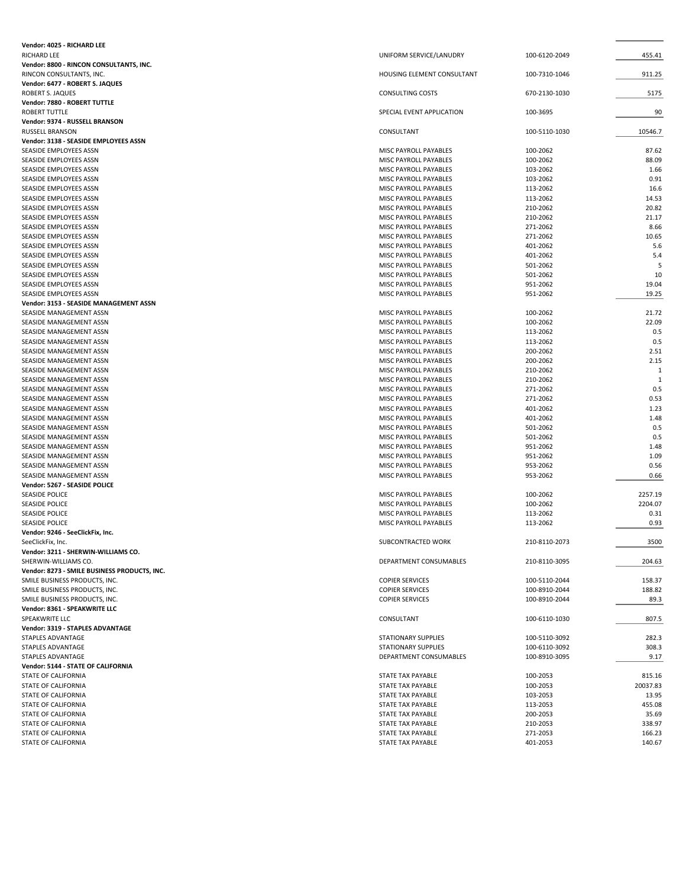| | | | |
|---|---|---|---|
| **Vendor: 4025 - RICHARD LEE** | | | |
| RICHARD LEE | UNIFORM SERVICE/LANUDRY | 100-6120-2049 | 455.41 |
| **Vendor: 8800 - RINCON CONSULTANTS, INC.** | | | |
| RINCON CONSULTANTS, INC. | HOUSING ELEMENT CONSULTANT | 100-7310-1046 | 911.25 |
| **Vendor: 6477 - ROBERT S. JAQUES** | | | |
| ROBERT S. JAQUES | CONSULTING COSTS | 670-2130-1030 | 5175 |
| **Vendor: 7880 - ROBERT TUTTLE** | | | |
| ROBERT TUTTLE | SPECIAL EVENT APPLICATION | 100-3695 | 90 |
| **Vendor: 9374 - RUSSELL BRANSON** | | | |
| RUSSELL BRANSON | CONSULTANT | 100-5110-1030 | 10546.7 |
| **Vendor: 3138 - SEASIDE EMPLOYEES ASSN** | | | |
| SEASIDE EMPLOYEES ASSN | MISC PAYROLL PAYABLES | 100-2062 | 87.62 |
| SEASIDE EMPLOYEES ASSN | MISC PAYROLL PAYABLES | 100-2062 | 88.09 |
| SEASIDE EMPLOYEES ASSN | MISC PAYROLL PAYABLES | 103-2062 | 1.66 |
| SEASIDE EMPLOYEES ASSN | MISC PAYROLL PAYABLES | 103-2062 | 0.91 |
| SEASIDE EMPLOYEES ASSN | MISC PAYROLL PAYABLES | 113-2062 | 16.6 |
| SEASIDE EMPLOYEES ASSN | MISC PAYROLL PAYABLES | 113-2062 | 14.53 |
| SEASIDE EMPLOYEES ASSN | MISC PAYROLL PAYABLES | 210-2062 | 20.82 |
| SEASIDE EMPLOYEES ASSN | MISC PAYROLL PAYABLES | 210-2062 | 21.17 |
| SEASIDE EMPLOYEES ASSN | MISC PAYROLL PAYABLES | 271-2062 | 8.66 |
| SEASIDE EMPLOYEES ASSN | MISC PAYROLL PAYABLES | 271-2062 | 10.65 |
| SEASIDE EMPLOYEES ASSN | MISC PAYROLL PAYABLES | 401-2062 | 5.6 |
| SEASIDE EMPLOYEES ASSN | MISC PAYROLL PAYABLES | 401-2062 | 5.4 |
| SEASIDE EMPLOYEES ASSN | MISC PAYROLL PAYABLES | 501-2062 | 5 |
| SEASIDE EMPLOYEES ASSN | MISC PAYROLL PAYABLES | 501-2062 | 10 |
| SEASIDE EMPLOYEES ASSN | MISC PAYROLL PAYABLES | 951-2062 | 19.04 |
| SEASIDE EMPLOYEES ASSN | MISC PAYROLL PAYABLES | 951-2062 | 19.25 |
| **Vendor: 3153 - SEASIDE MANAGEMENT ASSN** | | | |
| SEASIDE MANAGEMENT ASSN | MISC PAYROLL PAYABLES | 100-2062 | 21.72 |
| SEASIDE MANAGEMENT ASSN | MISC PAYROLL PAYABLES | 100-2062 | 22.09 |
| SEASIDE MANAGEMENT ASSN | MISC PAYROLL PAYABLES | 113-2062 | 0.5 |
| SEASIDE MANAGEMENT ASSN | MISC PAYROLL PAYABLES | 113-2062 | 0.5 |
| SEASIDE MANAGEMENT ASSN | MISC PAYROLL PAYABLES | 200-2062 | 2.51 |
| SEASIDE MANAGEMENT ASSN | MISC PAYROLL PAYABLES | 200-2062 | 2.15 |
| SEASIDE MANAGEMENT ASSN | MISC PAYROLL PAYABLES | 210-2062 | 1 |
| SEASIDE MANAGEMENT ASSN | MISC PAYROLL PAYABLES | 210-2062 | 1 |
| SEASIDE MANAGEMENT ASSN | MISC PAYROLL PAYABLES | 271-2062 | 0.5 |
| SEASIDE MANAGEMENT ASSN | MISC PAYROLL PAYABLES | 271-2062 | 0.53 |
| SEASIDE MANAGEMENT ASSN | MISC PAYROLL PAYABLES | 401-2062 | 1.23 |
| SEASIDE MANAGEMENT ASSN | MISC PAYROLL PAYABLES | 401-2062 | 1.48 |
| SEASIDE MANAGEMENT ASSN | MISC PAYROLL PAYABLES | 501-2062 | 0.5 |
| SEASIDE MANAGEMENT ASSN | MISC PAYROLL PAYABLES | 501-2062 | 0.5 |
| SEASIDE MANAGEMENT ASSN | MISC PAYROLL PAYABLES | 951-2062 | 1.48 |
| SEASIDE MANAGEMENT ASSN | MISC PAYROLL PAYABLES | 951-2062 | 1.09 |
| SEASIDE MANAGEMENT ASSN | MISC PAYROLL PAYABLES | 953-2062 | 0.56 |
| SEASIDE MANAGEMENT ASSN | MISC PAYROLL PAYABLES | 953-2062 | 0.66 |
| **Vendor: 5267 - SEASIDE POLICE** | | | |
| SEASIDE POLICE | MISC PAYROLL PAYABLES | 100-2062 | 2257.19 |
| SEASIDE POLICE | MISC PAYROLL PAYABLES | 100-2062 | 2204.07 |
| SEASIDE POLICE | MISC PAYROLL PAYABLES | 113-2062 | 0.31 |
| SEASIDE POLICE | MISC PAYROLL PAYABLES | 113-2062 | 0.93 |
| **Vendor: 9246 - SeeClickFix, Inc.** | | | |
| SeeClickFix, Inc. | SUBCONTRACTED WORK | 210-8110-2073 | 3500 |
| **Vendor: 3211 - SHERWIN-WILLIAMS CO.** | | | |
| SHERWIN-WILLIAMS CO. | DEPARTMENT CONSUMABLES | 210-8110-3095 | 204.63 |
| **Vendor: 8273 - SMILE BUSINESS PRODUCTS, INC.** | | | |
| SMILE BUSINESS PRODUCTS, INC. | COPIER SERVICES | 100-5110-2044 | 158.37 |
| SMILE BUSINESS PRODUCTS, INC. | COPIER SERVICES | 100-8910-2044 | 188.82 |
| SMILE BUSINESS PRODUCTS, INC. | COPIER SERVICES | 100-8910-2044 | 89.3 |
| **Vendor: 8361 - SPEAKWRITE LLC** | | | |
| SPEAKWRITE LLC | CONSULTANT | 100-6110-1030 | 807.5 |
| **Vendor: 3319 - STAPLES ADVANTAGE** | | | |
| STAPLES ADVANTAGE | STATIONARY SUPPLIES | 100-5110-3092 | 282.3 |
| STAPLES ADVANTAGE | STATIONARY SUPPLIES | 100-6110-3092 | 308.3 |
| STAPLES ADVANTAGE | DEPARTMENT CONSUMABLES | 100-8910-3095 | 9.17 |
| **Vendor: 5144 - STATE OF CALIFORNIA** | | | |
| STATE OF CALIFORNIA | STATE TAX PAYABLE | 100-2053 | 815.16 |
| STATE OF CALIFORNIA | STATE TAX PAYABLE | 100-2053 | 20037.83 |
| STATE OF CALIFORNIA | STATE TAX PAYABLE | 103-2053 | 13.95 |
| STATE OF CALIFORNIA | STATE TAX PAYABLE | 113-2053 | 455.08 |
| STATE OF CALIFORNIA | STATE TAX PAYABLE | 200-2053 | 35.69 |
| STATE OF CALIFORNIA | STATE TAX PAYABLE | 210-2053 | 338.97 |
| STATE OF CALIFORNIA | STATE TAX PAYABLE | 271-2053 | 166.23 |
| STATE OF CALIFORNIA | STATE TAX PAYABLE | 401-2053 | 140.67 |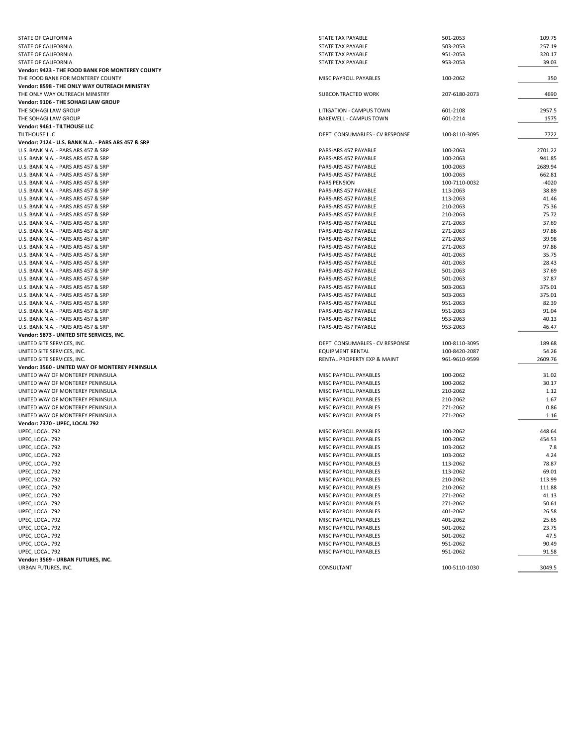| | | | |
|---|---|---|---|
| STATE OF CALIFORNIA | STATE TAX PAYABLE | 501-2053 | 109.75 |
| STATE OF CALIFORNIA | STATE TAX PAYABLE | 503-2053 | 257.19 |
| STATE OF CALIFORNIA | STATE TAX PAYABLE | 951-2053 | 320.17 |
| STATE OF CALIFORNIA | STATE TAX PAYABLE | 953-2053 | 39.03 |
| **Vendor: 9423 - THE FOOD BANK FOR MONTEREY COUNTY** | | | |
| THE FOOD BANK FOR MONTEREY COUNTY | MISC PAYROLL PAYABLES | 100-2062 | 350 |
| **Vendor: 8598 - THE ONLY WAY OUTREACH MINISTRY** | | | |
| THE ONLY WAY OUTREACH MINISTRY | SUBCONTRACTED WORK | 207-6180-2073 | 4690 |
| **Vendor: 9106 - THE SOHAGI LAW GROUP** | | | |
| THE SOHAGI LAW GROUP | LITIGATION - CAMPUS TOWN | 601-2108 | 2957.5 |
| THE SOHAGI LAW GROUP | BAKEWELL - CAMPUS TOWN | 601-2214 | 1575 |
| **Vendor: 9461 - TILTHOUSE LLC** | | | |
| TILTHOUSE LLC | DEPT CONSUMABLES - CV RESPONSE | 100-8110-3095 | 7722 |
| **Vendor: 7124 - U.S. BANK N.A. - PARS ARS 457 & SRP** | | | |
| U.S. BANK N.A. - PARS ARS 457 & SRP | PARS-ARS 457 PAYABLE | 100-2063 | 2701.22 |
| U.S. BANK N.A. - PARS ARS 457 & SRP | PARS-ARS 457 PAYABLE | 100-2063 | 941.85 |
| U.S. BANK N.A. - PARS ARS 457 & SRP | PARS-ARS 457 PAYABLE | 100-2063 | 2689.94 |
| U.S. BANK N.A. - PARS ARS 457 & SRP | PARS-ARS 457 PAYABLE | 100-2063 | 662.81 |
| U.S. BANK N.A. - PARS ARS 457 & SRP | PARS PENSION | 100-7110-0032 | -4020 |
| U.S. BANK N.A. - PARS ARS 457 & SRP | PARS-ARS 457 PAYABLE | 113-2063 | 38.89 |
| U.S. BANK N.A. - PARS ARS 457 & SRP | PARS-ARS 457 PAYABLE | 113-2063 | 41.46 |
| U.S. BANK N.A. - PARS ARS 457 & SRP | PARS-ARS 457 PAYABLE | 210-2063 | 75.36 |
| U.S. BANK N.A. - PARS ARS 457 & SRP | PARS-ARS 457 PAYABLE | 210-2063 | 75.72 |
| U.S. BANK N.A. - PARS ARS 457 & SRP | PARS-ARS 457 PAYABLE | 271-2063 | 37.69 |
| U.S. BANK N.A. - PARS ARS 457 & SRP | PARS-ARS 457 PAYABLE | 271-2063 | 97.86 |
| U.S. BANK N.A. - PARS ARS 457 & SRP | PARS-ARS 457 PAYABLE | 271-2063 | 39.98 |
| U.S. BANK N.A. - PARS ARS 457 & SRP | PARS-ARS 457 PAYABLE | 271-2063 | 97.86 |
| U.S. BANK N.A. - PARS ARS 457 & SRP | PARS-ARS 457 PAYABLE | 401-2063 | 35.75 |
| U.S. BANK N.A. - PARS ARS 457 & SRP | PARS-ARS 457 PAYABLE | 401-2063 | 28.43 |
| U.S. BANK N.A. - PARS ARS 457 & SRP | PARS-ARS 457 PAYABLE | 501-2063 | 37.69 |
| U.S. BANK N.A. - PARS ARS 457 & SRP | PARS-ARS 457 PAYABLE | 501-2063 | 37.87 |
| U.S. BANK N.A. - PARS ARS 457 & SRP | PARS-ARS 457 PAYABLE | 503-2063 | 375.01 |
| U.S. BANK N.A. - PARS ARS 457 & SRP | PARS-ARS 457 PAYABLE | 503-2063 | 375.01 |
| U.S. BANK N.A. - PARS ARS 457 & SRP | PARS-ARS 457 PAYABLE | 951-2063 | 82.39 |
| U.S. BANK N.A. - PARS ARS 457 & SRP | PARS-ARS 457 PAYABLE | 951-2063 | 91.04 |
| U.S. BANK N.A. - PARS ARS 457 & SRP | PARS-ARS 457 PAYABLE | 953-2063 | 40.13 |
| U.S. BANK N.A. - PARS ARS 457 & SRP | PARS-ARS 457 PAYABLE | 953-2063 | 46.47 |
| **Vendor: 5873 - UNITED SITE SERVICES, INC.** | | | |
| UNITED SITE SERVICES, INC. | DEPT CONSUMABLES - CV RESPONSE | 100-8110-3095 | 189.68 |
| UNITED SITE SERVICES, INC. | EQUIPMENT RENTAL | 100-8420-2087 | 54.26 |
| UNITED SITE SERVICES, INC. | RENTAL PROPERTY EXP & MAINT | 961-9610-9599 | 2609.76 |
| **Vendor: 3560 - UNITED WAY OF MONTEREY PENINSULA** | | | |
| UNITED WAY OF MONTEREY PENINSULA | MISC PAYROLL PAYABLES | 100-2062 | 31.02 |
| UNITED WAY OF MONTEREY PENINSULA | MISC PAYROLL PAYABLES | 100-2062 | 30.17 |
| UNITED WAY OF MONTEREY PENINSULA | MISC PAYROLL PAYABLES | 210-2062 | 1.12 |
| UNITED WAY OF MONTEREY PENINSULA | MISC PAYROLL PAYABLES | 210-2062 | 1.67 |
| UNITED WAY OF MONTEREY PENINSULA | MISC PAYROLL PAYABLES | 271-2062 | 0.86 |
| UNITED WAY OF MONTEREY PENINSULA | MISC PAYROLL PAYABLES | 271-2062 | 1.16 |
| **Vendor: 7370 - UPEC, LOCAL 792** | | | |
| UPEC, LOCAL 792 | MISC PAYROLL PAYABLES | 100-2062 | 448.64 |
| UPEC, LOCAL 792 | MISC PAYROLL PAYABLES | 100-2062 | 454.53 |
| UPEC, LOCAL 792 | MISC PAYROLL PAYABLES | 103-2062 | 7.8 |
| UPEC, LOCAL 792 | MISC PAYROLL PAYABLES | 103-2062 | 4.24 |
| UPEC, LOCAL 792 | MISC PAYROLL PAYABLES | 113-2062 | 78.87 |
| UPEC, LOCAL 792 | MISC PAYROLL PAYABLES | 113-2062 | 69.01 |
| UPEC, LOCAL 792 | MISC PAYROLL PAYABLES | 210-2062 | 113.99 |
| UPEC, LOCAL 792 | MISC PAYROLL PAYABLES | 210-2062 | 111.88 |
| UPEC, LOCAL 792 | MISC PAYROLL PAYABLES | 271-2062 | 41.13 |
| UPEC, LOCAL 792 | MISC PAYROLL PAYABLES | 271-2062 | 50.61 |
| UPEC, LOCAL 792 | MISC PAYROLL PAYABLES | 401-2062 | 26.58 |
| UPEC, LOCAL 792 | MISC PAYROLL PAYABLES | 401-2062 | 25.65 |
| UPEC, LOCAL 792 | MISC PAYROLL PAYABLES | 501-2062 | 23.75 |
| UPEC, LOCAL 792 | MISC PAYROLL PAYABLES | 501-2062 | 47.5 |
| UPEC, LOCAL 792 | MISC PAYROLL PAYABLES | 951-2062 | 90.49 |
| UPEC, LOCAL 792 | MISC PAYROLL PAYABLES | 951-2062 | 91.58 |
| **Vendor: 3569 - URBAN FUTURES, INC.** | | | |
| URBAN FUTURES, INC. | CONSULTANT | 100-5110-1030 | 3049.5 |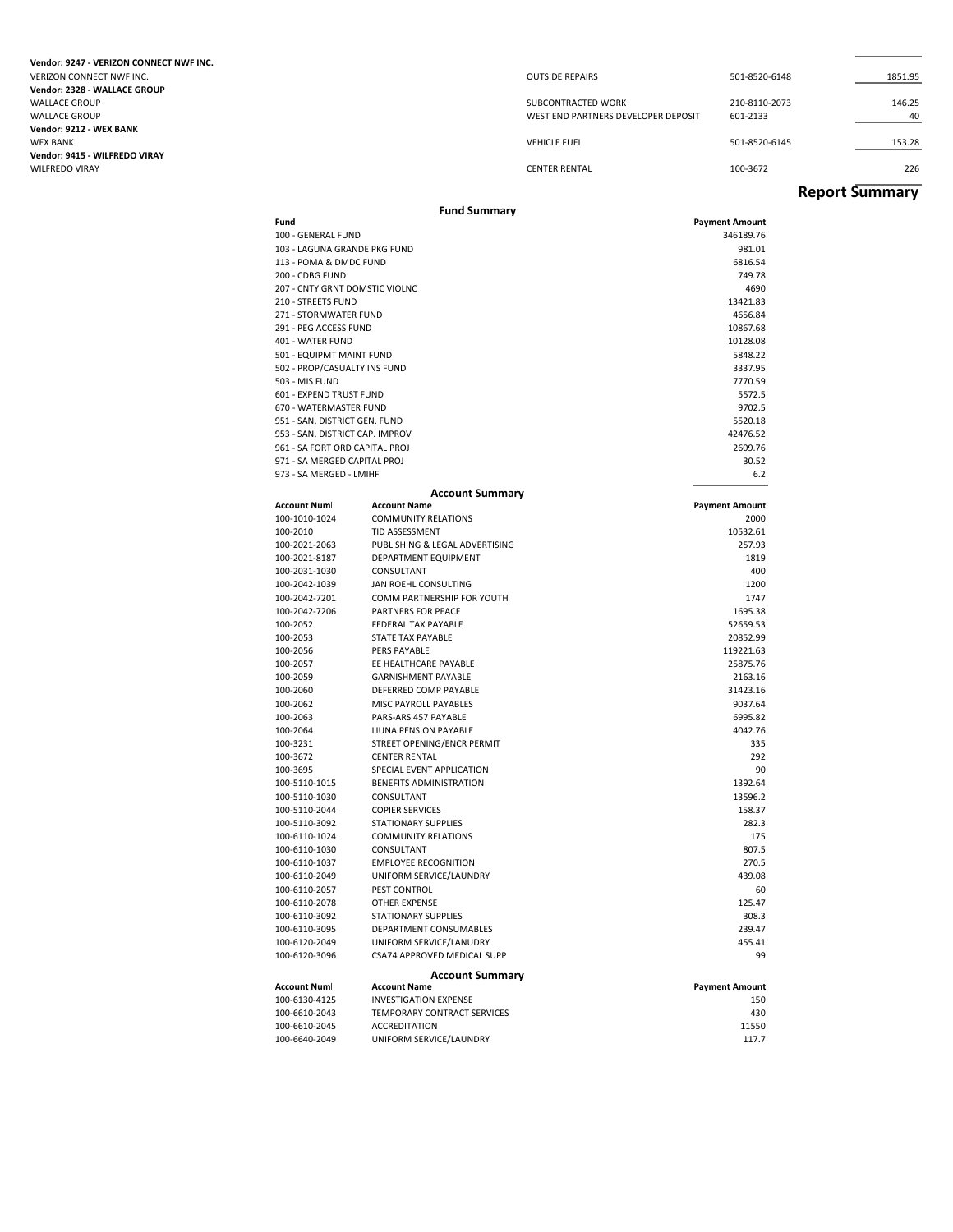| | | | |
|---|---|---|---|
| **Vendor: 9247 - VERIZON CONNECT NWF INC.** | | | |
| VERIZON CONNECT NWF INC. | OUTSIDE REPAIRS | 501-8520-6148 | 1851.95 |
| **Vendor: 2328 - WALLACE GROUP** | | | |
| WALLACE GROUP | SUBCONTRACTED WORK | 210-8110-2073 | 146.25 |
| WALLACE GROUP | WEST END PARTNERS DEVELOPER DEPOSIT | 601-2133 | 40 |
| **Vendor: 9212 - WEX BANK** | | | |
| WEX BANK | VEHICLE FUEL | 501-8520-6145 | 153.28 |
| **Vendor: 9415 - WILFREDO VIRAY** | | | |
| WILFREDO VIRAY | CENTER RENTAL | 100-3672 | 226 |

# Report Summary

## Fund Summary

| Fund | Payment Amount |
|---|---|
| 100 - GENERAL FUND | 346189.76 |
| 103 - LAGUNA GRANDE PKG FUND | 981.01 |
| 113 - POMA & DMDC FUND | 6816.54 |
| 200 - CDBG FUND | 749.78 |
| 207 - CNTY GRNT DOMSTIC VIOLNC | 4690 |
| 210 - STREETS FUND | 13421.83 |
| 271 - STORMWATER FUND | 4656.84 |
| 291 - PEG ACCESS FUND | 10867.68 |
| 401 - WATER FUND | 10128.08 |
| 501 - EQUIPMT MAINT FUND | 5848.22 |
| 502 - PROP/CASUALTY INS FUND | 3337.95 |
| 503 - MIS FUND | 7770.59 |
| 601 - EXPEND TRUST FUND | 5572.5 |
| 670 - WATERMASTER FUND | 9702.5 |
| 951 - SAN. DISTRICT GEN. FUND | 5520.18 |
| 953 - SAN. DISTRICT CAP. IMPROV | 42476.52 |
| 961 - SA FORT ORD CAPITAL PROJ | 2609.76 |
| 971 - SA MERGED CAPITAL PROJ | 30.52 |
| 973 - SA MERGED - LMIHF | 6.2 |

## Account Summary

| Account Numl | Account Name | Payment Amount |
|---|---|---|
| 100-1010-1024 | COMMUNITY RELATIONS | 2000 |
| 100-2010 | TID ASSESSMENT | 10532.61 |
| 100-2021-2063 | PUBLISHING & LEGAL ADVERTISING | 257.93 |
| 100-2021-8187 | DEPARTMENT EQUIPMENT | 1819 |
| 100-2031-1030 | CONSULTANT | 400 |
| 100-2042-1039 | JAN ROEHL CONSULTING | 1200 |
| 100-2042-7201 | COMM PARTNERSHIP FOR YOUTH | 1747 |
| 100-2042-7206 | PARTNERS FOR PEACE | 1695.38 |
| 100-2052 | FEDERAL TAX PAYABLE | 52659.53 |
| 100-2053 | STATE TAX PAYABLE | 20852.99 |
| 100-2056 | PERS PAYABLE | 119221.63 |
| 100-2057 | EE HEALTHCARE PAYABLE | 25875.76 |
| 100-2059 | GARNISHMENT PAYABLE | 2163.16 |
| 100-2060 | DEFERRED COMP PAYABLE | 31423.16 |
| 100-2062 | MISC PAYROLL PAYABLES | 9037.64 |
| 100-2063 | PARS-ARS 457 PAYABLE | 6995.82 |
| 100-2064 | LIUNA PENSION PAYABLE | 4042.76 |
| 100-3231 | STREET OPENING/ENCR PERMIT | 335 |
| 100-3672 | CENTER RENTAL | 292 |
| 100-3695 | SPECIAL EVENT APPLICATION | 90 |
| 100-5110-1015 | BENEFITS ADMINISTRATION | 1392.64 |
| 100-5110-1030 | CONSULTANT | 13596.2 |
| 100-5110-2044 | COPIER SERVICES | 158.37 |
| 100-5110-3092 | STATIONARY SUPPLIES | 282.3 |
| 100-6110-1024 | COMMUNITY RELATIONS | 175 |
| 100-6110-1030 | CONSULTANT | 807.5 |
| 100-6110-1037 | EMPLOYEE RECOGNITION | 270.5 |
| 100-6110-2049 | UNIFORM SERVICE/LAUNDRY | 439.08 |
| 100-6110-2057 | PEST CONTROL | 60 |
| 100-6110-2078 | OTHER EXPENSE | 125.47 |
| 100-6110-3092 | STATIONARY SUPPLIES | 308.3 |
| 100-6110-3095 | DEPARTMENT CONSUMABLES | 239.47 |
| 100-6120-2049 | UNIFORM SERVICE/LANUDRY | 455.41 |
| 100-6120-3096 | CSA74 APPROVED MEDICAL SUPP | 99 |

## Account Summary

| Account Numl | Account Name | Payment Amount |
|---|---|---|
| 100-6130-4125 | INVESTIGATION EXPENSE | 150 |
| 100-6610-2043 | TEMPORARY CONTRACT SERVICES | 430 |
| 100-6610-2045 | ACCREDITATION | 11550 |
| 100-6640-2049 | UNIFORM SERVICE/LAUNDRY | 117.7 |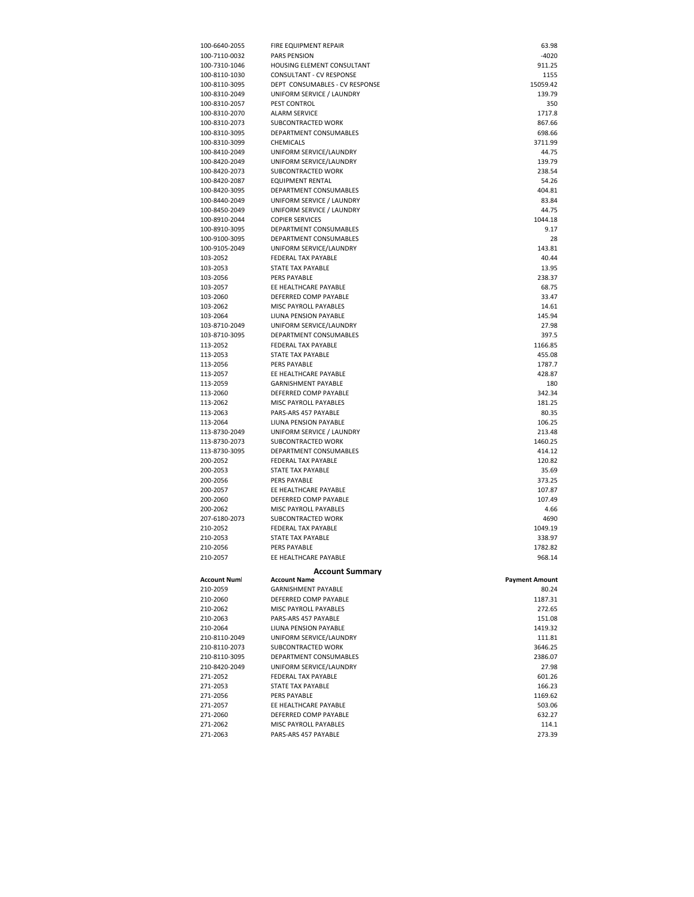| | | |
|---|---|---|
| 100-6640-2055 | FIRE EQUIPMENT REPAIR | 63.98 |
| 100-7110-0032 | PARS PENSION | -4020 |
| 100-7310-1046 | HOUSING ELEMENT CONSULTANT | 911.25 |
| 100-8110-1030 | CONSULTANT - CV RESPONSE | 1155 |
| 100-8110-3095 | DEPT CONSUMABLES - CV RESPONSE | 15059.42 |
| 100-8310-2049 | UNIFORM SERVICE / LAUNDRY | 139.79 |
| 100-8310-2057 | PEST CONTROL | 350 |
| 100-8310-2070 | ALARM SERVICE | 1717.8 |
| 100-8310-2073 | SUBCONTRACTED WORK | 867.66 |
| 100-8310-3095 | DEPARTMENT CONSUMABLES | 698.66 |
| 100-8310-3099 | CHEMICALS | 3711.99 |
| 100-8410-2049 | UNIFORM SERVICE/LAUNDRY | 44.75 |
| 100-8420-2049 | UNIFORM SERVICE/LAUNDRY | 139.79 |
| 100-8420-2073 | SUBCONTRACTED WORK | 238.54 |
| 100-8420-2087 | EQUIPMENT RENTAL | 54.26 |
| 100-8420-3095 | DEPARTMENT CONSUMABLES | 404.81 |
| 100-8440-2049 | UNIFORM SERVICE / LAUNDRY | 83.84 |
| 100-8450-2049 | UNIFORM SERVICE / LAUNDRY | 44.75 |
| 100-8910-2044 | COPIER SERVICES | 1044.18 |
| 100-8910-3095 | DEPARTMENT CONSUMABLES | 9.17 |
| 100-9100-3095 | DEPARTMENT CONSUMABLES | 28 |
| 100-9105-2049 | UNIFORM SERVICE/LAUNDRY | 143.81 |
| 103-2052 | FEDERAL TAX PAYABLE | 40.44 |
| 103-2053 | STATE TAX PAYABLE | 13.95 |
| 103-2056 | PERS PAYABLE | 238.37 |
| 103-2057 | EE HEALTHCARE PAYABLE | 68.75 |
| 103-2060 | DEFERRED COMP PAYABLE | 33.47 |
| 103-2062 | MISC PAYROLL PAYABLES | 14.61 |
| 103-2064 | LIUNA PENSION PAYABLE | 145.94 |
| 103-8710-2049 | UNIFORM SERVICE/LAUNDRY | 27.98 |
| 103-8710-3095 | DEPARTMENT CONSUMABLES | 397.5 |
| 113-2052 | FEDERAL TAX PAYABLE | 1166.85 |
| 113-2053 | STATE TAX PAYABLE | 455.08 |
| 113-2056 | PERS PAYABLE | 1787.7 |
| 113-2057 | EE HEALTHCARE PAYABLE | 428.87 |
| 113-2059 | GARNISHMENT PAYABLE | 180 |
| 113-2060 | DEFERRED COMP PAYABLE | 342.34 |
| 113-2062 | MISC PAYROLL PAYABLES | 181.25 |
| 113-2063 | PARS-ARS 457 PAYABLE | 80.35 |
| 113-2064 | LIUNA PENSION PAYABLE | 106.25 |
| 113-8730-2049 | UNIFORM SERVICE / LAUNDRY | 213.48 |
| 113-8730-2073 | SUBCONTRACTED WORK | 1460.25 |
| 113-8730-3095 | DEPARTMENT CONSUMABLES | 414.12 |
| 200-2052 | FEDERAL TAX PAYABLE | 120.82 |
| 200-2053 | STATE TAX PAYABLE | 35.69 |
| 200-2056 | PERS PAYABLE | 373.25 |
| 200-2057 | EE HEALTHCARE PAYABLE | 107.87 |
| 200-2060 | DEFERRED COMP PAYABLE | 107.49 |
| 200-2062 | MISC PAYROLL PAYABLES | 4.66 |
| 207-6180-2073 | SUBCONTRACTED WORK | 4690 |
| 210-2052 | FEDERAL TAX PAYABLE | 1049.19 |
| 210-2053 | STATE TAX PAYABLE | 338.97 |
| 210-2056 | PERS PAYABLE | 1782.82 |
| 210-2057 | EE HEALTHCARE PAYABLE | 968.14 |

## Account Summary

| Account Numl | Account Name | Payment Amount |
|---|---|---|
| 210-2059 | GARNISHMENT PAYABLE | 80.24 |
| 210-2060 | DEFERRED COMP PAYABLE | 1187.31 |
| 210-2062 | MISC PAYROLL PAYABLES | 272.65 |
| 210-2063 | PARS-ARS 457 PAYABLE | 151.08 |
| 210-2064 | LIUNA PENSION PAYABLE | 1419.32 |
| 210-8110-2049 | UNIFORM SERVICE/LAUNDRY | 111.81 |
| 210-8110-2073 | SUBCONTRACTED WORK | 3646.25 |
| 210-8110-3095 | DEPARTMENT CONSUMABLES | 2386.07 |
| 210-8420-2049 | UNIFORM SERVICE/LAUNDRY | 27.98 |
| 271-2052 | FEDERAL TAX PAYABLE | 601.26 |
| 271-2053 | STATE TAX PAYABLE | 166.23 |
| 271-2056 | PERS PAYABLE | 1169.62 |
| 271-2057 | EE HEALTHCARE PAYABLE | 503.06 |
| 271-2060 | DEFERRED COMP PAYABLE | 632.27 |
| 271-2062 | MISC PAYROLL PAYABLES | 114.1 |
| 271-2063 | PARS-ARS 457 PAYABLE | 273.39 |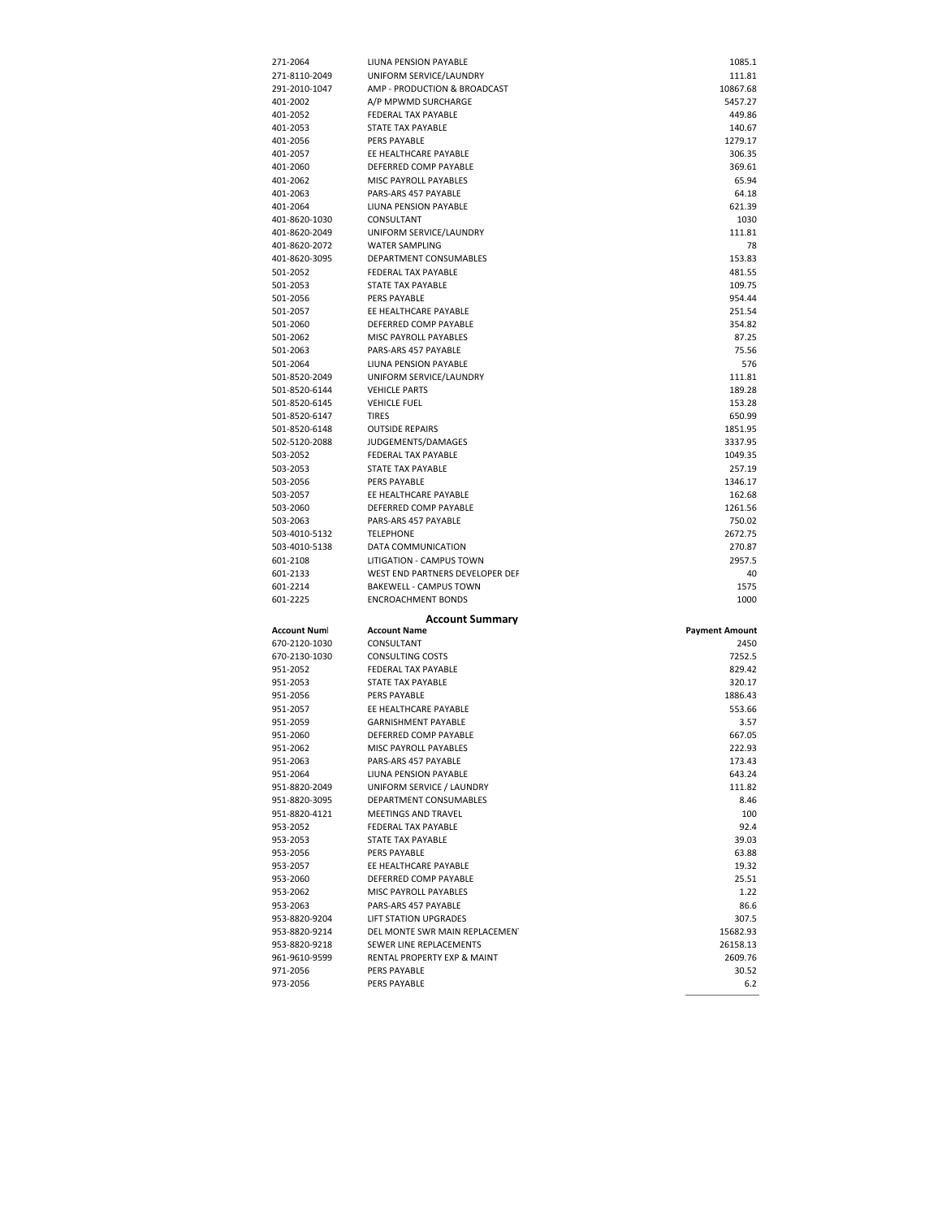| | | |
|---|---|---|
| 271-2064 | LIUNA PENSION PAYABLE | 1085.1 |
| 271-8110-2049 | UNIFORM SERVICE/LAUNDRY | 111.81 |
| 291-2010-1047 | AMP - PRODUCTION & BROADCAST | 10867.68 |
| 401-2002 | A/P MPWMD SURCHARGE | 5457.27 |
| 401-2052 | FEDERAL TAX PAYABLE | 449.86 |
| 401-2053 | STATE TAX PAYABLE | 140.67 |
| 401-2056 | PERS PAYABLE | 1279.17 |
| 401-2057 | EE HEALTHCARE PAYABLE | 306.35 |
| 401-2060 | DEFERRED COMP PAYABLE | 369.61 |
| 401-2062 | MISC PAYROLL PAYABLES | 65.94 |
| 401-2063 | PARS-ARS 457 PAYABLE | 64.18 |
| 401-2064 | LIUNA PENSION PAYABLE | 621.39 |
| 401-8620-1030 | CONSULTANT | 1030 |
| 401-8620-2049 | UNIFORM SERVICE/LAUNDRY | 111.81 |
| 401-8620-2072 | WATER SAMPLING | 78 |
| 401-8620-3095 | DEPARTMENT CONSUMABLES | 153.83 |
| 501-2052 | FEDERAL TAX PAYABLE | 481.55 |
| 501-2053 | STATE TAX PAYABLE | 109.75 |
| 501-2056 | PERS PAYABLE | 954.44 |
| 501-2057 | EE HEALTHCARE PAYABLE | 251.54 |
| 501-2060 | DEFERRED COMP PAYABLE | 354.82 |
| 501-2062 | MISC PAYROLL PAYABLES | 87.25 |
| 501-2063 | PARS-ARS 457 PAYABLE | 75.56 |
| 501-2064 | LIUNA PENSION PAYABLE | 576 |
| 501-8520-2049 | UNIFORM SERVICE/LAUNDRY | 111.81 |
| 501-8520-6144 | VEHICLE PARTS | 189.28 |
| 501-8520-6145 | VEHICLE FUEL | 153.28 |
| 501-8520-6147 | TIRES | 650.99 |
| 501-8520-6148 | OUTSIDE REPAIRS | 1851.95 |
| 502-5120-2088 | JUDGEMENTS/DAMAGES | 3337.95 |
| 503-2052 | FEDERAL TAX PAYABLE | 1049.35 |
| 503-2053 | STATE TAX PAYABLE | 257.19 |
| 503-2056 | PERS PAYABLE | 1346.17 |
| 503-2057 | EE HEALTHCARE PAYABLE | 162.68 |
| 503-2060 | DEFERRED COMP PAYABLE | 1261.56 |
| 503-2063 | PARS-ARS 457 PAYABLE | 750.02 |
| 503-4010-5132 | TELEPHONE | 2672.75 |
| 503-4010-5138 | DATA COMMUNICATION | 270.87 |
| 601-2108 | LITIGATION - CAMPUS TOWN | 2957.5 |
| 601-2133 | WEST END PARTNERS DEVELOPER DEF | 40 |
| 601-2214 | BAKEWELL - CAMPUS TOWN | 1575 |
| 601-2225 | ENCROACHMENT BONDS | 1000 |

**Account Summary**

| Account Numl | Account Name | Payment Amount |
|---|---|---|
| 670-2120-1030 | CONSULTANT | 2450 |
| 670-2130-1030 | CONSULTING COSTS | 7252.5 |
| 951-2052 | FEDERAL TAX PAYABLE | 829.42 |
| 951-2053 | STATE TAX PAYABLE | 320.17 |
| 951-2056 | PERS PAYABLE | 1886.43 |
| 951-2057 | EE HEALTHCARE PAYABLE | 553.66 |
| 951-2059 | GARNISHMENT PAYABLE | 3.57 |
| 951-2060 | DEFERRED COMP PAYABLE | 667.05 |
| 951-2062 | MISC PAYROLL PAYABLES | 222.93 |
| 951-2063 | PARS-ARS 457 PAYABLE | 173.43 |
| 951-2064 | LIUNA PENSION PAYABLE | 643.24 |
| 951-8820-2049 | UNIFORM SERVICE / LAUNDRY | 111.82 |
| 951-8820-3095 | DEPARTMENT CONSUMABLES | 8.46 |
| 951-8820-4121 | MEETINGS AND TRAVEL | 100 |
| 953-2052 | FEDERAL TAX PAYABLE | 92.4 |
| 953-2053 | STATE TAX PAYABLE | 39.03 |
| 953-2056 | PERS PAYABLE | 63.88 |
| 953-2057 | EE HEALTHCARE PAYABLE | 19.32 |
| 953-2060 | DEFERRED COMP PAYABLE | 25.51 |
| 953-2062 | MISC PAYROLL PAYABLES | 1.22 |
| 953-2063 | PARS-ARS 457 PAYABLE | 86.6 |
| 953-8820-9204 | LIFT STATION UPGRADES | 307.5 |
| 953-8820-9214 | DEL MONTE SWR MAIN REPLACEMENT | 15682.93 |
| 953-8820-9218 | SEWER LINE REPLACEMENTS | 26158.13 |
| 961-9610-9599 | RENTAL PROPERTY EXP & MAINT | 2609.76 |
| 971-2056 | PERS PAYABLE | 30.52 |
| 973-2056 | PERS PAYABLE | 6.2 |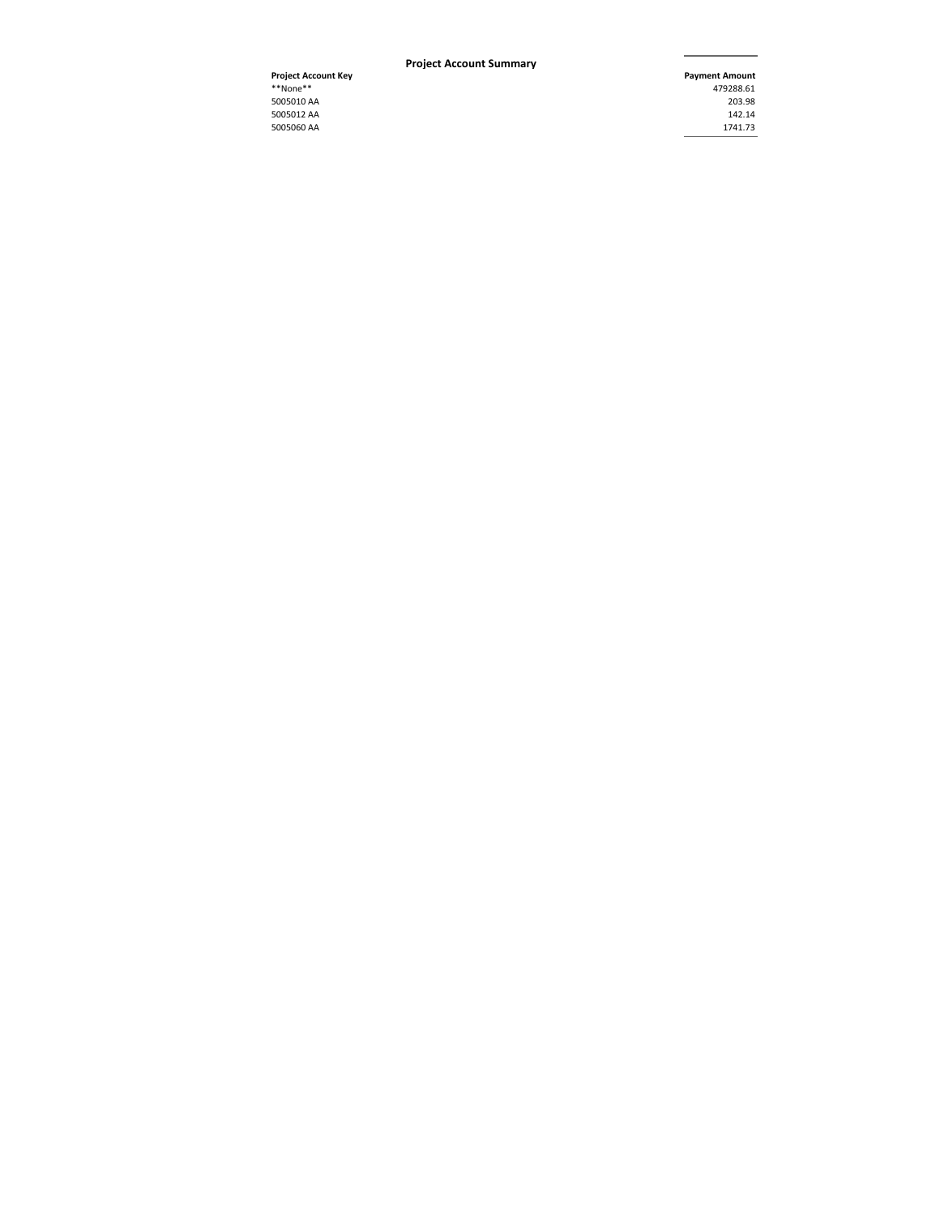## Project Account Summary

| Project Account Key | Payment Amount |
| --- | --- |
| **None** | 479288.61 |
| 5005010 AA | 203.98 |
| 5005012 AA | 142.14 |
| 5005060 AA | 1741.73 |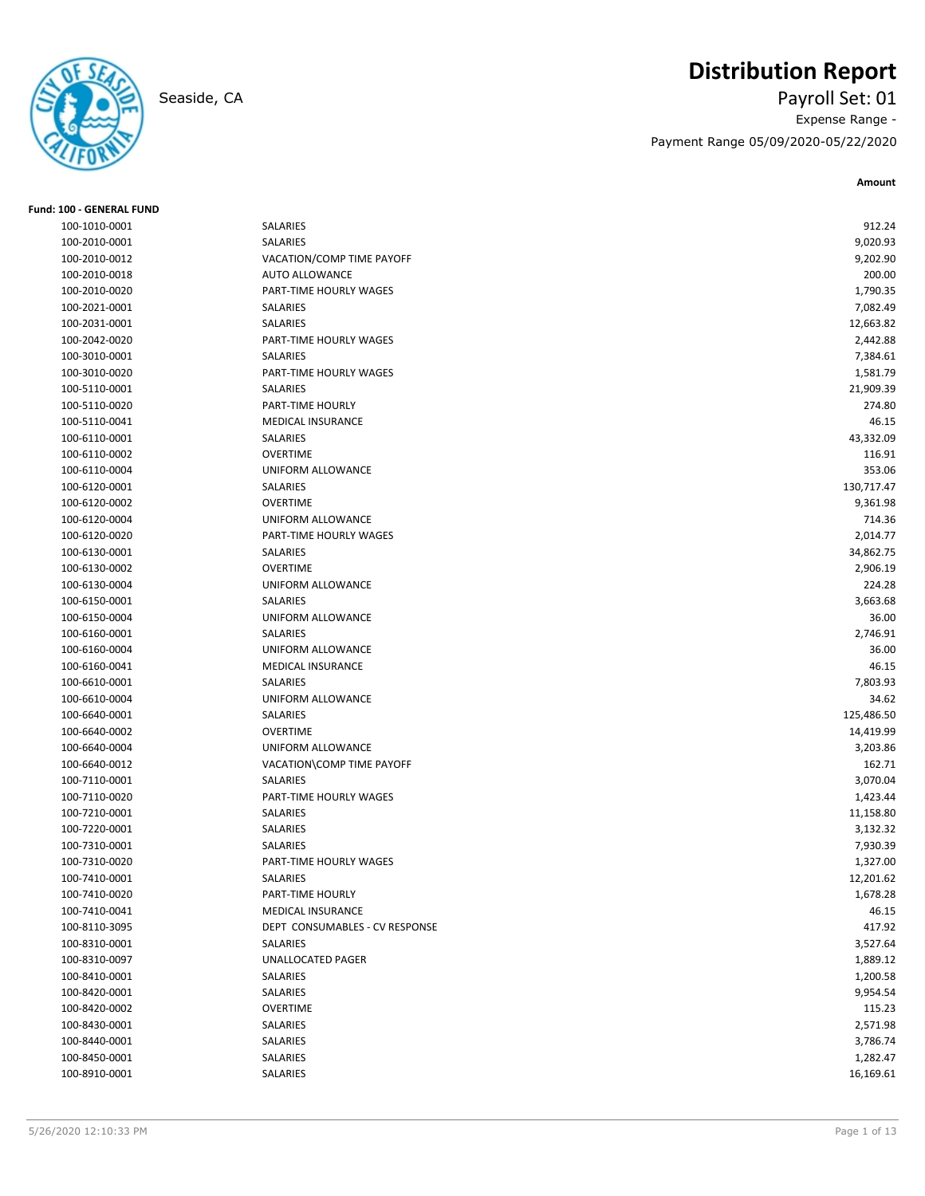# Distribution Report

Seaside, CA

Payroll Set: 01

Expense Range -

Payment Range 05/09/2020-05/22/2020

**Fund: 100 - GENERAL FUND**

| Account | Description | Amount |
|---|---|---|
| 100-1010-0001 | SALARIES | 912.24 |
| 100-2010-0001 | SALARIES | 9,020.93 |
| 100-2010-0012 | VACATION/COMP TIME PAYOFF | 9,202.90 |
| 100-2010-0018 | AUTO ALLOWANCE | 200.00 |
| 100-2010-0020 | PART-TIME HOURLY WAGES | 1,790.35 |
| 100-2021-0001 | SALARIES | 7,082.49 |
| 100-2031-0001 | SALARIES | 12,663.82 |
| 100-2042-0020 | PART-TIME HOURLY WAGES | 2,442.88 |
| 100-3010-0001 | SALARIES | 7,384.61 |
| 100-3010-0020 | PART-TIME HOURLY WAGES | 1,581.79 |
| 100-5110-0001 | SALARIES | 21,909.39 |
| 100-5110-0020 | PART-TIME HOURLY | 274.80 |
| 100-5110-0041 | MEDICAL INSURANCE | 46.15 |
| 100-6110-0001 | SALARIES | 43,332.09 |
| 100-6110-0002 | OVERTIME | 116.91 |
| 100-6110-0004 | UNIFORM ALLOWANCE | 353.06 |
| 100-6120-0001 | SALARIES | 130,717.47 |
| 100-6120-0002 | OVERTIME | 9,361.98 |
| 100-6120-0004 | UNIFORM ALLOWANCE | 714.36 |
| 100-6120-0020 | PART-TIME HOURLY WAGES | 2,014.77 |
| 100-6130-0001 | SALARIES | 34,862.75 |
| 100-6130-0002 | OVERTIME | 2,906.19 |
| 100-6130-0004 | UNIFORM ALLOWANCE | 224.28 |
| 100-6150-0001 | SALARIES | 3,663.68 |
| 100-6150-0004 | UNIFORM ALLOWANCE | 36.00 |
| 100-6160-0001 | SALARIES | 2,746.91 |
| 100-6160-0004 | UNIFORM ALLOWANCE | 36.00 |
| 100-6160-0041 | MEDICAL INSURANCE | 46.15 |
| 100-6610-0001 | SALARIES | 7,803.93 |
| 100-6610-0004 | UNIFORM ALLOWANCE | 34.62 |
| 100-6640-0001 | SALARIES | 125,486.50 |
| 100-6640-0002 | OVERTIME | 14,419.99 |
| 100-6640-0004 | UNIFORM ALLOWANCE | 3,203.86 |
| 100-6640-0012 | VACATION\COMP TIME PAYOFF | 162.71 |
| 100-7110-0001 | SALARIES | 3,070.04 |
| 100-7110-0020 | PART-TIME HOURLY WAGES | 1,423.44 |
| 100-7210-0001 | SALARIES | 11,158.80 |
| 100-7220-0001 | SALARIES | 3,132.32 |
| 100-7310-0001 | SALARIES | 7,930.39 |
| 100-7310-0020 | PART-TIME HOURLY WAGES | 1,327.00 |
| 100-7410-0001 | SALARIES | 12,201.62 |
| 100-7410-0020 | PART-TIME HOURLY | 1,678.28 |
| 100-7410-0041 | MEDICAL INSURANCE | 46.15 |
| 100-8110-3095 | DEPT CONSUMABLES - CV RESPONSE | 417.92 |
| 100-8310-0001 | SALARIES | 3,527.64 |
| 100-8310-0097 | UNALLOCATED PAGER | 1,889.12 |
| 100-8410-0001 | SALARIES | 1,200.58 |
| 100-8420-0001 | SALARIES | 9,954.54 |
| 100-8420-0002 | OVERTIME | 115.23 |
| 100-8430-0001 | SALARIES | 2,571.98 |
| 100-8440-0001 | SALARIES | 3,786.74 |
| 100-8450-0001 | SALARIES | 1,282.47 |
| 100-8910-0001 | SALARIES | 16,169.61 |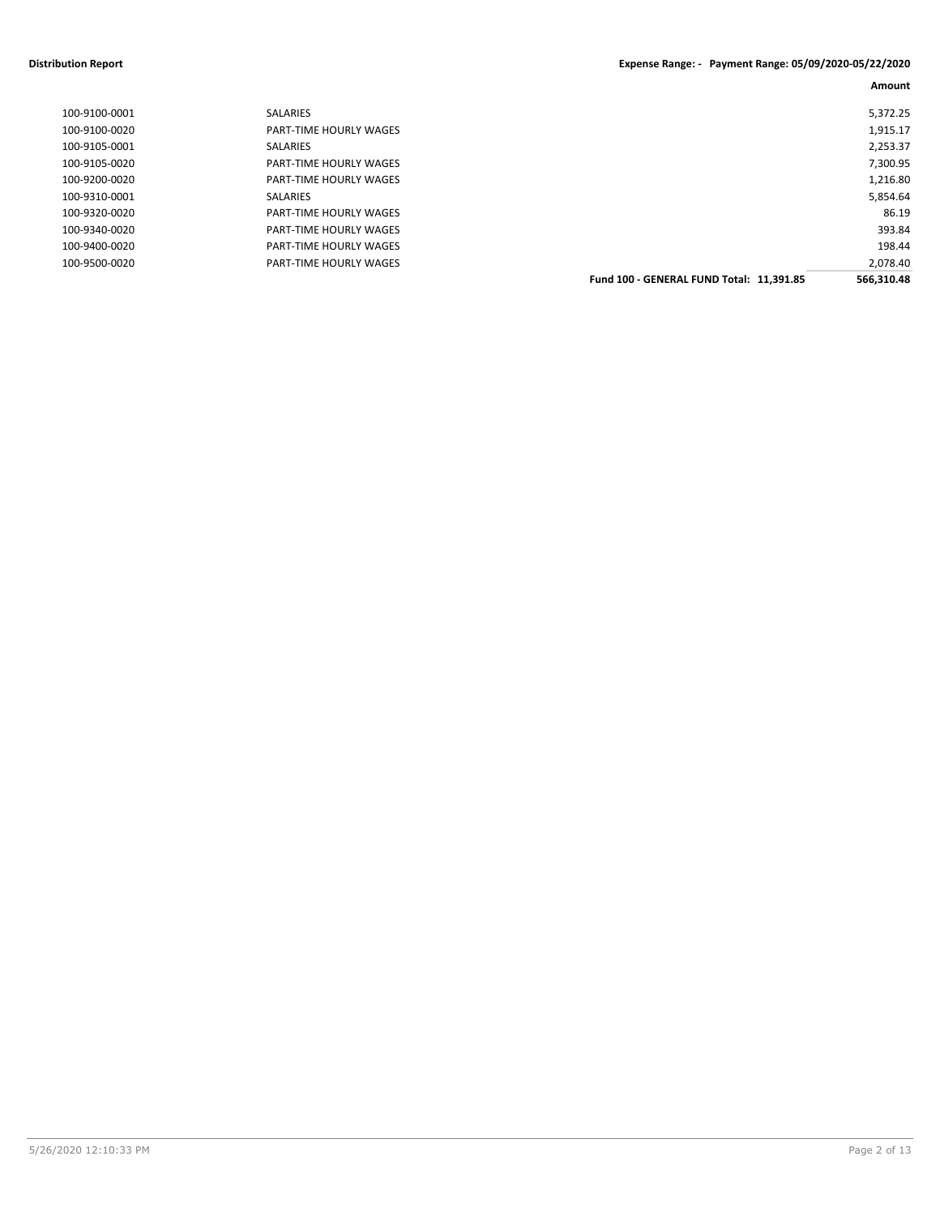**Distribution Report** — **Expense Range: - Payment Range: 05/09/2020-05/22/2020**

| | | | **Amount** |
|---|---|---|---:|
| 100-9100-0001 | SALARIES | | 5,372.25 |
| 100-9100-0020 | PART-TIME HOURLY WAGES | | 1,915.17 |
| 100-9105-0001 | SALARIES | | 2,253.37 |
| 100-9105-0020 | PART-TIME HOURLY WAGES | | 7,300.95 |
| 100-9200-0020 | PART-TIME HOURLY WAGES | | 1,216.80 |
| 100-9310-0001 | SALARIES | | 5,854.64 |
| 100-9320-0020 | PART-TIME HOURLY WAGES | | 86.19 |
| 100-9340-0020 | PART-TIME HOURLY WAGES | | 393.84 |
| 100-9400-0020 | PART-TIME HOURLY WAGES | | 198.44 |
| 100-9500-0020 | PART-TIME HOURLY WAGES | | 2,078.40 |
| | | **Fund 100 - GENERAL FUND Total: 11,391.85** | **566,310.48** |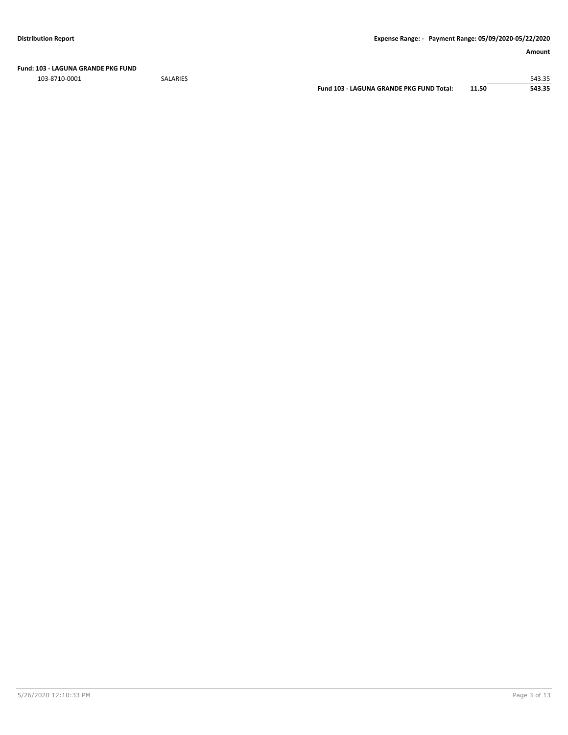| Fund: 103 - LAGUNA GRANDE PKG FUND | | | | Amount |
| --- | --- | --- | --- | --- |
| 103-8710-0001 | SALARIES | | | 543.35 |
| | | **Fund 103 - LAGUNA GRANDE PKG FUND Total:** | **11.50** | **543.35** |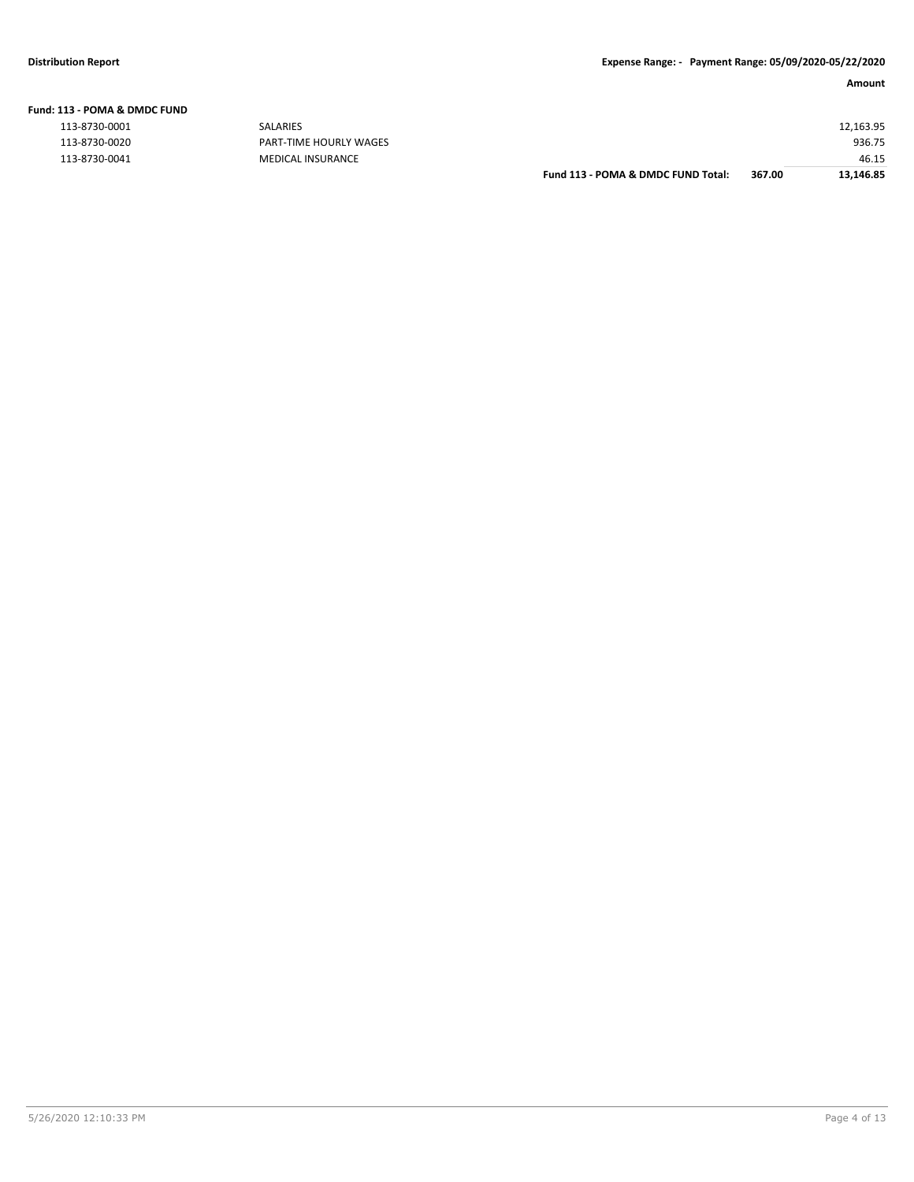**Distribution Report** — **Expense Range: - Payment Range: 05/09/2020-05/22/2020**

| | | | Amount |
|---|---|---|---|
| **Fund: 113 - POMA & DMDC FUND** | | | |
| 113-8730-0001 | SALARIES | | 12,163.95 |
| 113-8730-0020 | PART-TIME HOURLY WAGES | | 936.75 |
| 113-8730-0041 | MEDICAL INSURANCE | | 46.15 |
| | **Fund 113 - POMA & DMDC FUND Total:** | **367.00** | **13,146.85** |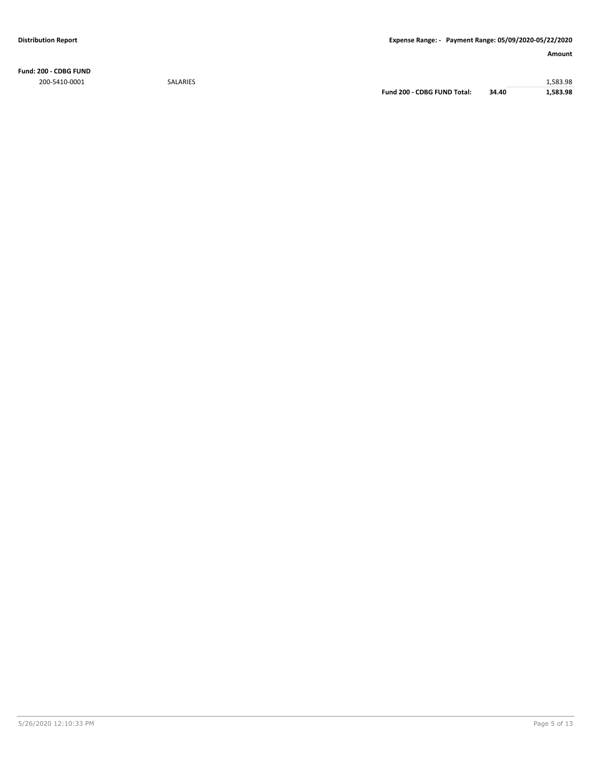**Distribution Report** | **Expense Range: - Payment Range: 05/09/2020-05/22/2020**

| | | | | **Amount** |
|---|---|---|---|---|
| **Fund: 200 - CDBG FUND** | | | | |
| 200-5410-0001 | SALARIES | | | 1,583.98 |
| | | **Fund 200 - CDBG FUND Total:** | **34.40** | **1,583.98** |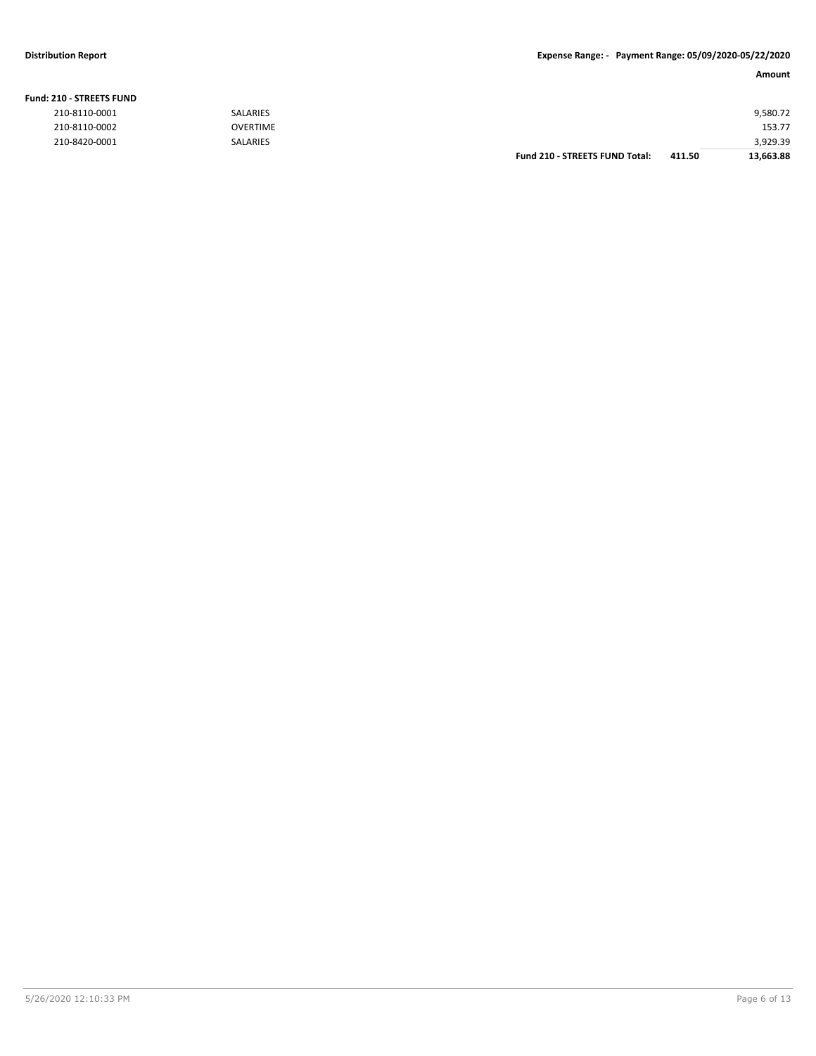**Distribution Report** **Expense Range: - Payment Range: 05/09/2020-05/22/2020**

**Fund: 210 - STREETS FUND**

| Account | Description | | Amount |
|---|---|---|---|
| 210-8110-0001 | SALARIES | | 9,580.72 |
| 210-8110-0002 | OVERTIME | | 153.77 |
| 210-8420-0001 | SALARIES | | 3,929.39 |
| **Fund 210 - STREETS FUND Total:** | | **411.50** | **13,663.88** |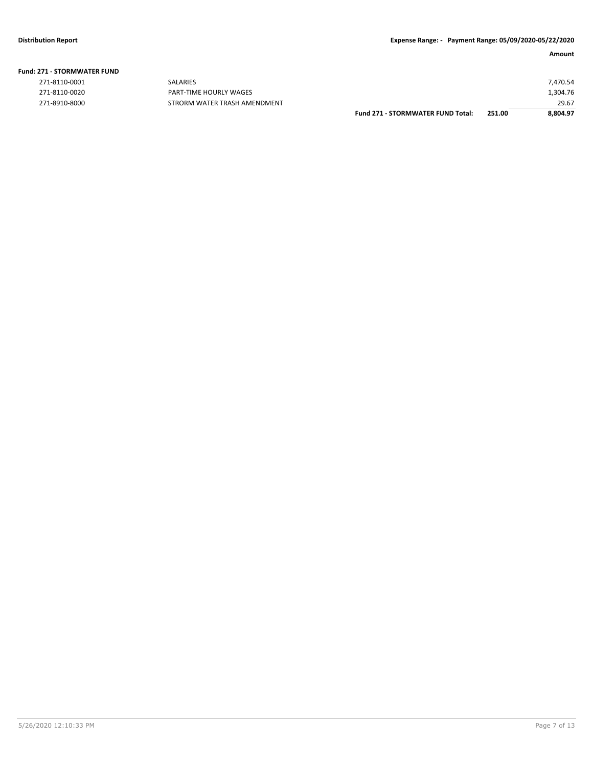**Distribution Report** **Expense Range: - Payment Range: 05/09/2020-05/22/2020**

| | | | | Amount |
|---|---|---|---|---|
| **Fund: 271 - STORMWATER FUND** | | | | |
| 271-8110-0001 | SALARIES | | | 7,470.54 |
| 271-8110-0020 | PART-TIME HOURLY WAGES | | | 1,304.76 |
| 271-8910-8000 | STRORM WATER TRASH AMENDMENT | | | 29.67 |
| | | **Fund 271 - STORMWATER FUND Total:** | **251.00** | **8,804.97** |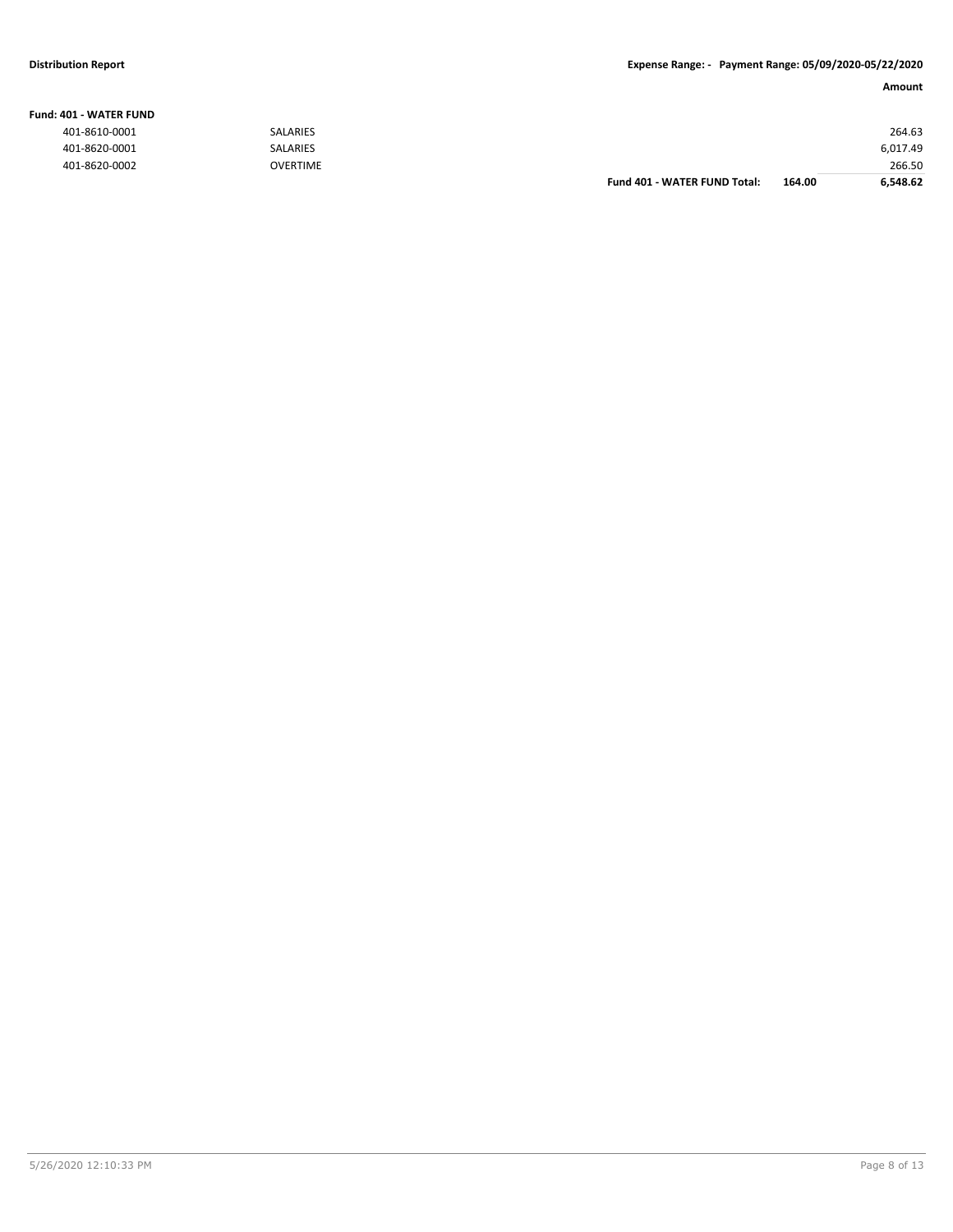**Distribution Report** — **Expense Range: - Payment Range: 05/09/2020-05/22/2020**

**Fund: 401 - WATER FUND**

| Account | Description | | | Amount |
|---|---|---|---|---|
| 401-8610-0001 | SALARIES | | | 264.63 |
| 401-8620-0001 | SALARIES | | | 6,017.49 |
| 401-8620-0002 | OVERTIME | | | 266.50 |
| | | **Fund 401 - WATER FUND Total:** | **164.00** | **6,548.62** |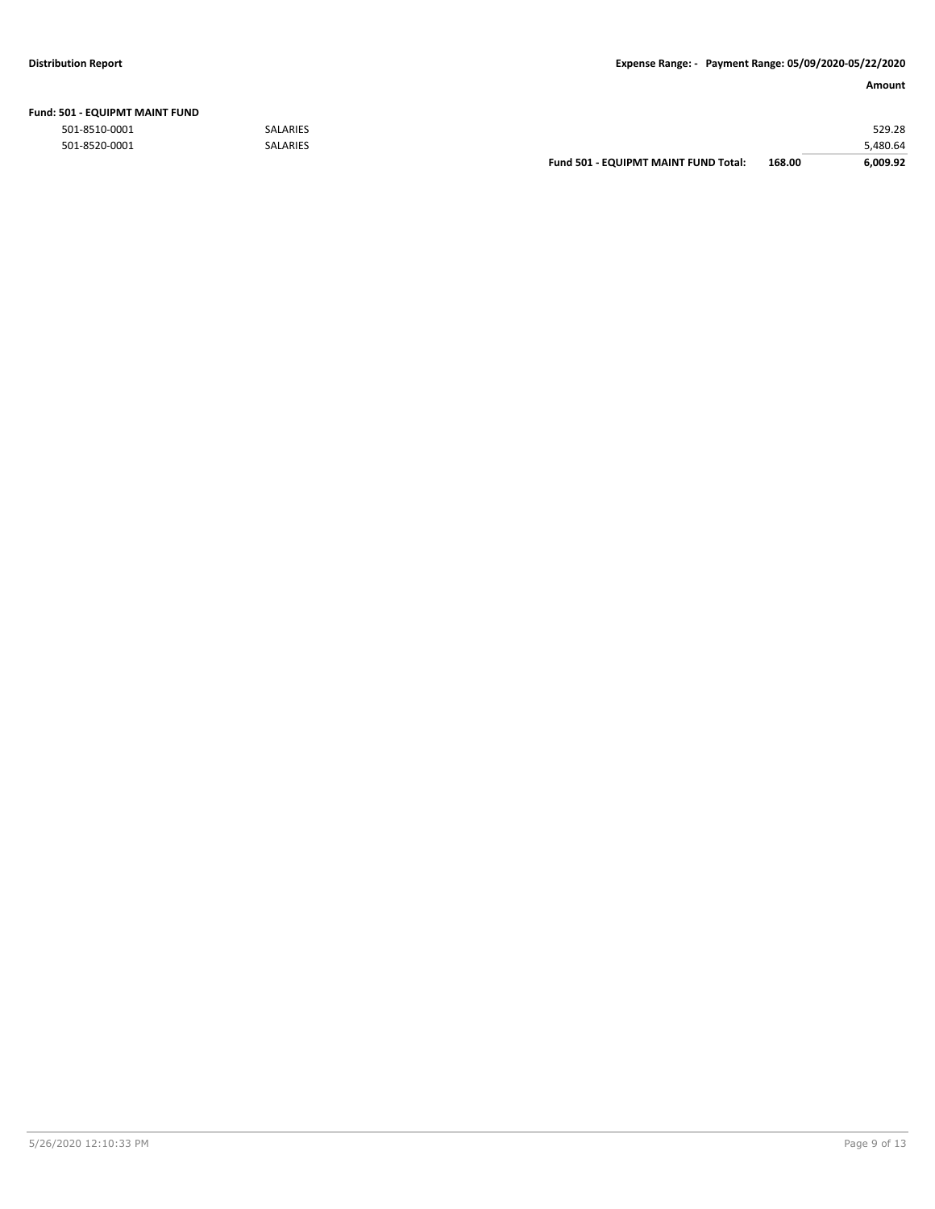| | | | | Amount |
|---|---|---|---|---|
| **Fund: 501 - EQUIPMT MAINT FUND** | | | | |
| 501-8510-0001 | SALARIES | | | 529.28 |
| 501-8520-0001 | SALARIES | | | 5,480.64 |
| | | **Fund 501 - EQUIPMT MAINT FUND Total:** | **168.00** | **6,009.92** |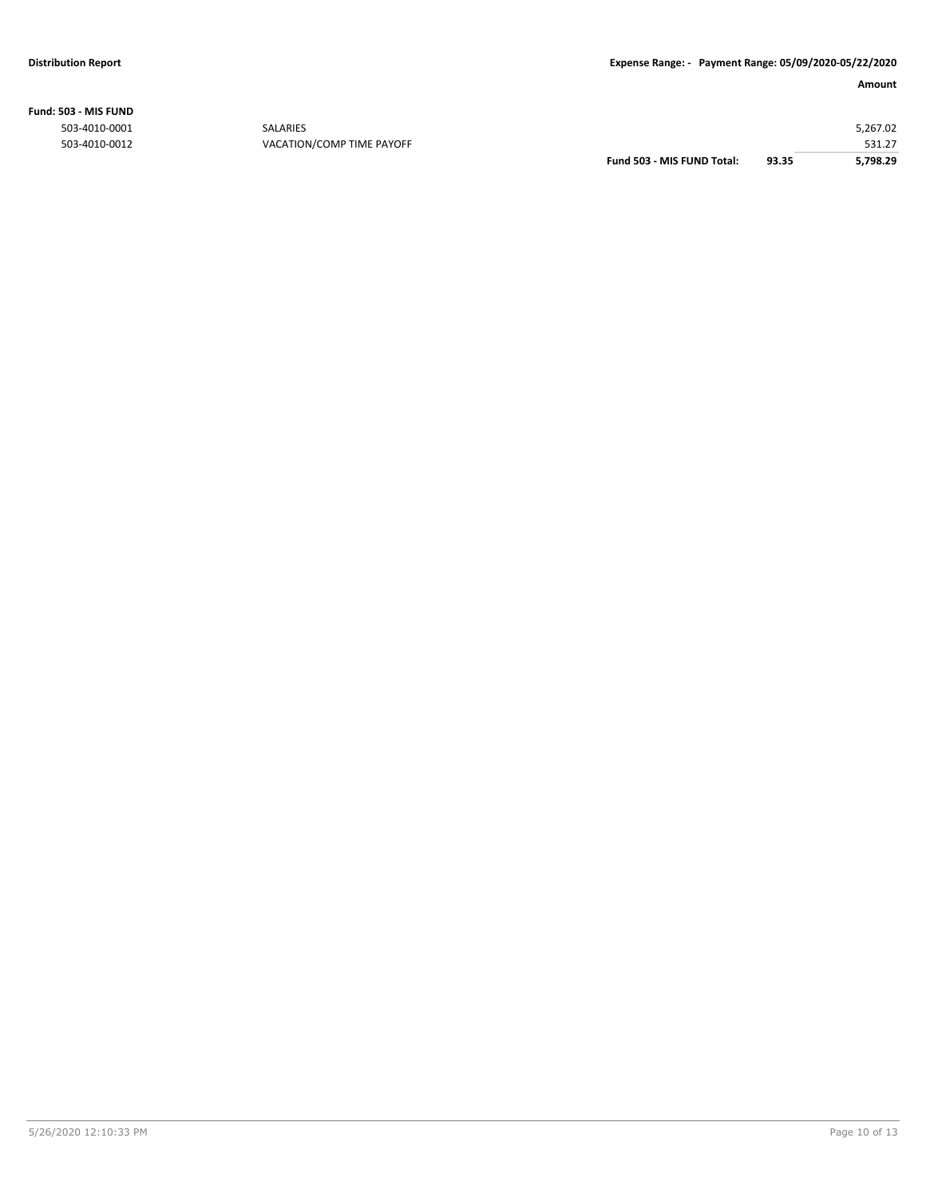**Fund: 503 - MIS FUND**

| | | | | Amount |
|---|---|---|---|---|
| 503-4010-0001 | SALARIES | | | 5,267.02 |
| 503-4010-0012 | VACATION/COMP TIME PAYOFF | | | 531.27 |
| | | **Fund 503 - MIS FUND Total:** | **93.35** | **5,798.29** |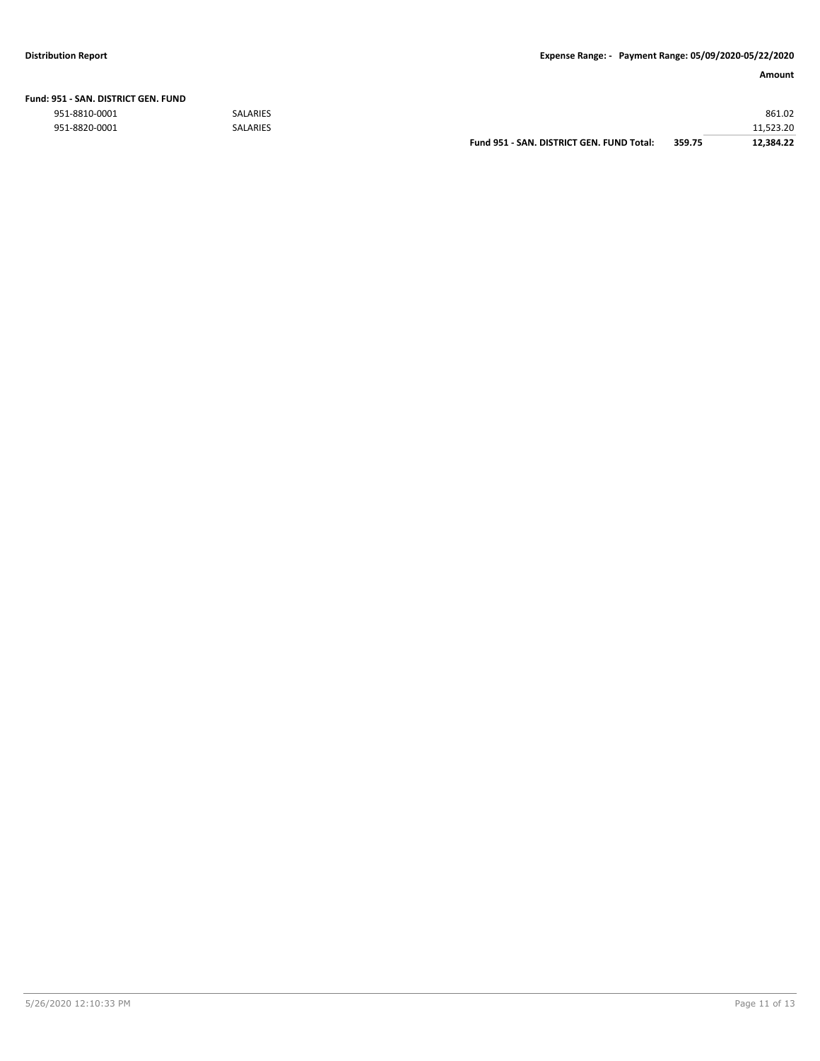| | | | Amount |
|---|---|---|---|
| **Fund: 951 - SAN. DISTRICT GEN. FUND** | | | |
| 951-8810-0001 | SALARIES | | 861.02 |
| 951-8820-0001 | SALARIES | | 11,523.20 |
| | **Fund 951 - SAN. DISTRICT GEN. FUND Total:** | **359.75** | **12,384.22** |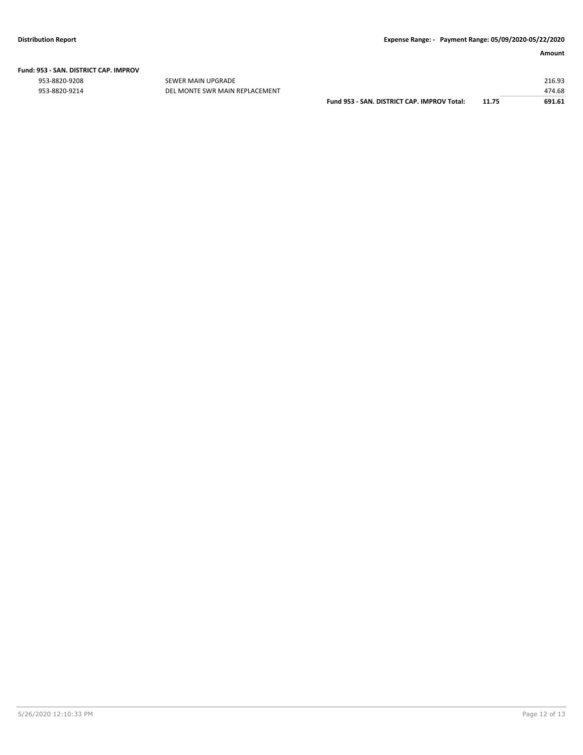| | | | Amount |
|---|---|---|---|
| **Fund: 953 - SAN. DISTRICT CAP. IMPROV** | | | |
| 953-8820-9208 | SEWER MAIN UPGRADE | | 216.93 |
| 953-8820-9214 | DEL MONTE SWR MAIN REPLACEMENT | | 474.68 |
| | **Fund 953 - SAN. DISTRICT CAP. IMPROV Total:** | **11.75** | **691.61** |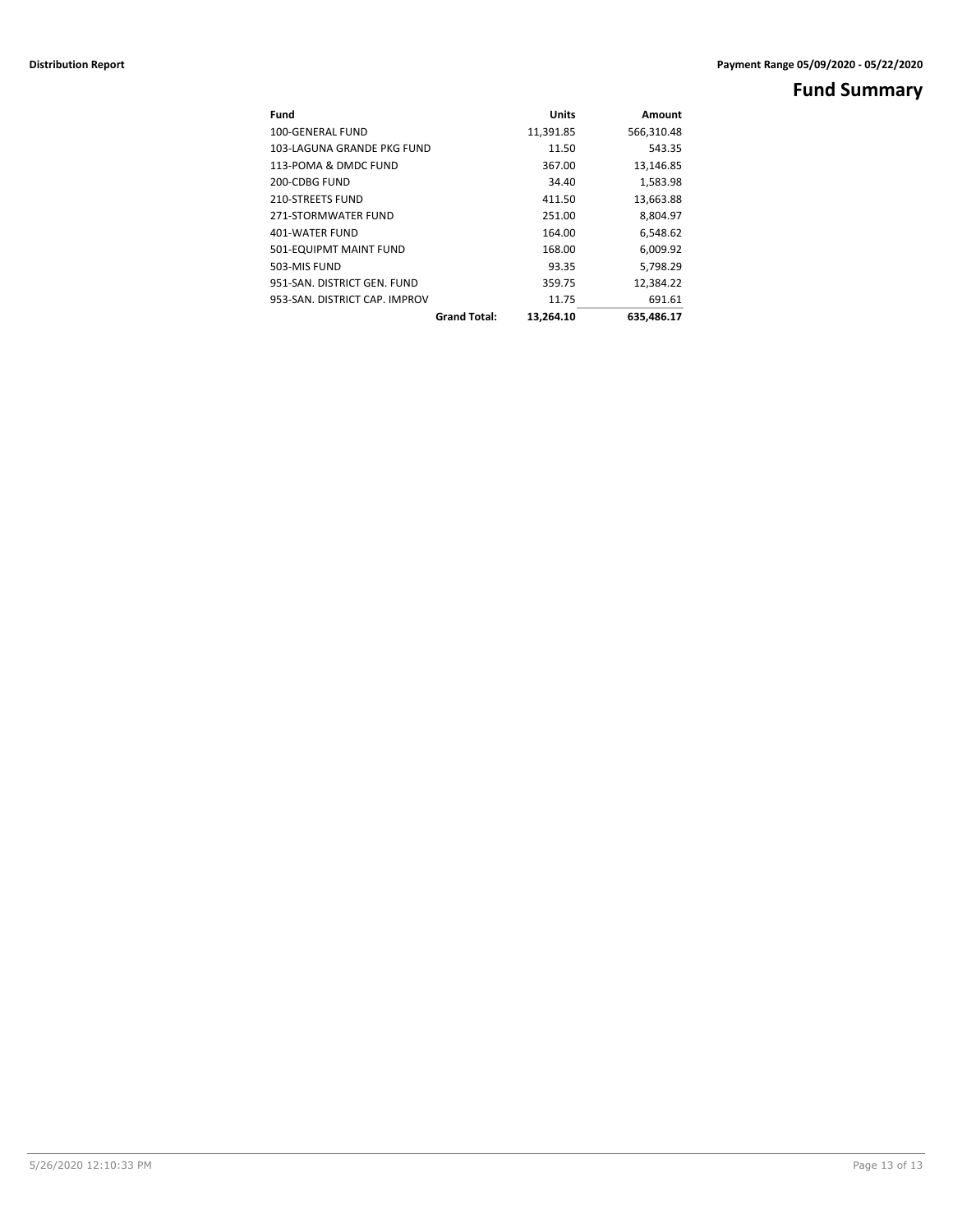# Fund Summary

| Fund | Units | Amount |
|---|---|---|
| 100-GENERAL FUND | 11,391.85 | 566,310.48 |
| 103-LAGUNA GRANDE PKG FUND | 11.50 | 543.35 |
| 113-POMA & DMDC FUND | 367.00 | 13,146.85 |
| 200-CDBG FUND | 34.40 | 1,583.98 |
| 210-STREETS FUND | 411.50 | 13,663.88 |
| 271-STORMWATER FUND | 251.00 | 8,804.97 |
| 401-WATER FUND | 164.00 | 6,548.62 |
| 501-EQUIPMT MAINT FUND | 168.00 | 6,009.92 |
| 503-MIS FUND | 93.35 | 5,798.29 |
| 951-SAN. DISTRICT GEN. FUND | 359.75 | 12,384.22 |
| 953-SAN. DISTRICT CAP. IMPROV | 11.75 | 691.61 |
| **Grand Total:** | **13,264.10** | **635,486.17** |